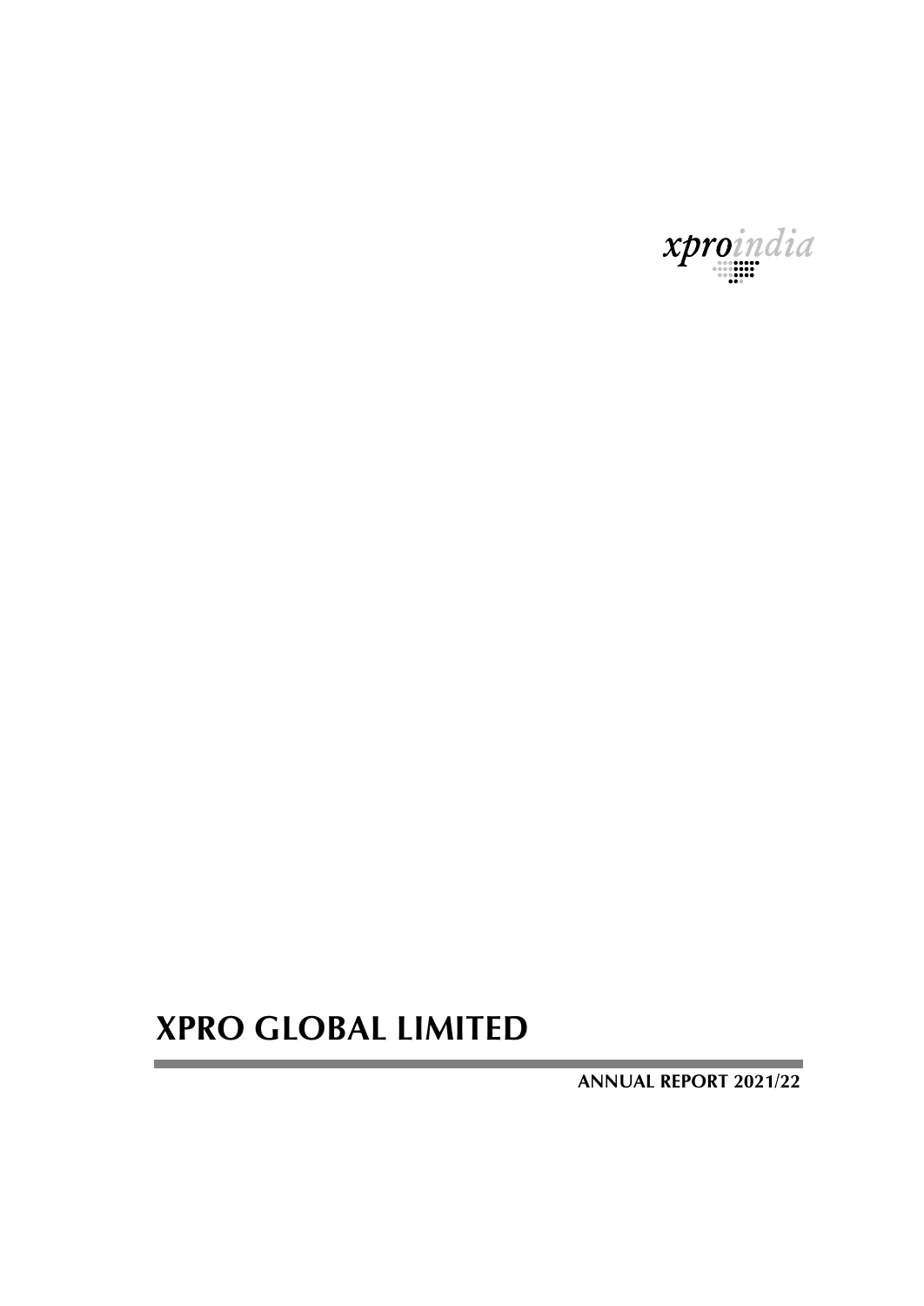xproindia

# XPRO GLOBAL LIMITED

**ANNUAL REPORT 2021/22**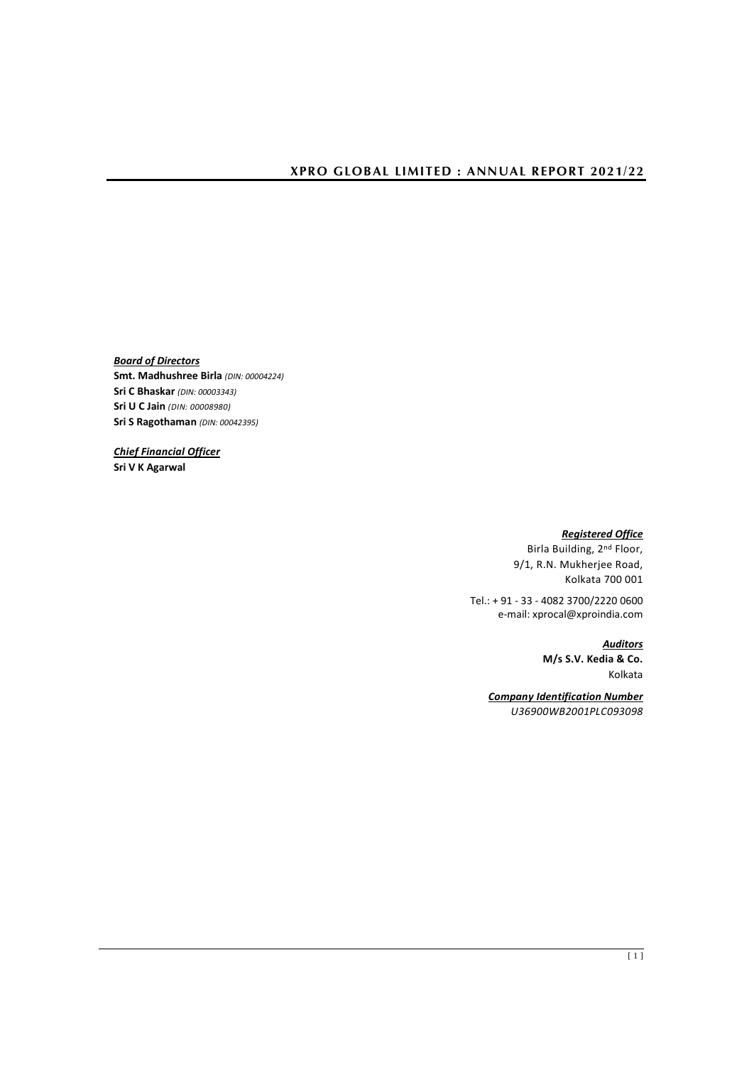# XPRO GLOBAL LIMITED : ANNUAL REPORT 2021/22

***Board of Directors***

**Smt. Madhushree Birla** *(DIN: 00004224)*
**Sri C Bhaskar** *(DIN: 00003343)*
**Sri U C Jain** *(DIN: 00008980)*
**Sri S Ragothaman** *(DIN: 00042395)*

***Chief Financial Officer***

**Sri V K Agarwal**

***Registered Office***

Birla Building, 2nd Floor,
9/1, R.N. Mukherjee Road,
Kolkata 700 001

Tel.: + 91 - 33 - 4082 3700/2220 0600
e-mail: xprocal@xproindia.com

***Auditors***

**M/s S.V. Kedia & Co.**
Kolkata

***Company Identification Number***

*U36900WB2001PLC093098*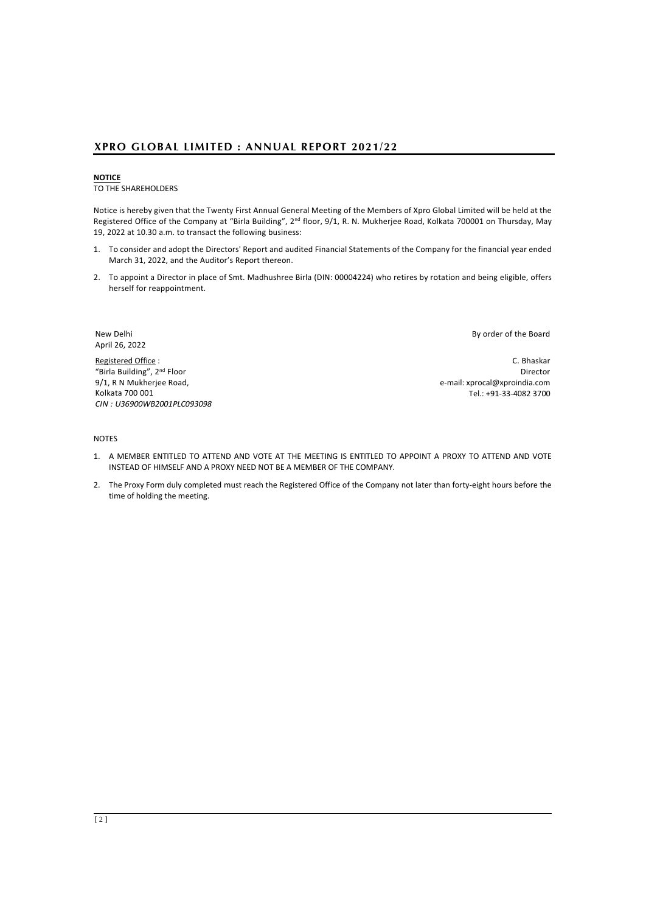**NOTICE**

TO THE SHAREHOLDERS

Notice is hereby given that the Twenty First Annual General Meeting of the Members of Xpro Global Limited will be held at the Registered Office of the Company at "Birla Building", 2nd floor, 9/1, R. N. Mukherjee Road, Kolkata 700001 on Thursday, May 19, 2022 at 10.30 a.m. to transact the following business:

1. To consider and adopt the Directors' Report and audited Financial Statements of the Company for the financial year ended March 31, 2022, and the Auditor's Report thereon.
2. To appoint a Director in place of Smt. Madhushree Birla (DIN: 00004224) who retires by rotation and being eligible, offers herself for reappointment.

New Delhi
April 26, 2022

By order of the Board

Registered Office :
"Birla Building", 2nd Floor
9/1, R N Mukherjee Road,
Kolkata 700 001
*CIN : U36900WB2001PLC093098*

C. Bhaskar
Director
e-mail: xprocal@xproindia.com
Tel.: +91-33-4082 3700

NOTES

1. A MEMBER ENTITLED TO ATTEND AND VOTE AT THE MEETING IS ENTITLED TO APPOINT A PROXY TO ATTEND AND VOTE INSTEAD OF HIMSELF AND A PROXY NEED NOT BE A MEMBER OF THE COMPANY.
2. The Proxy Form duly completed must reach the Registered Office of the Company not later than forty-eight hours before the time of holding the meeting.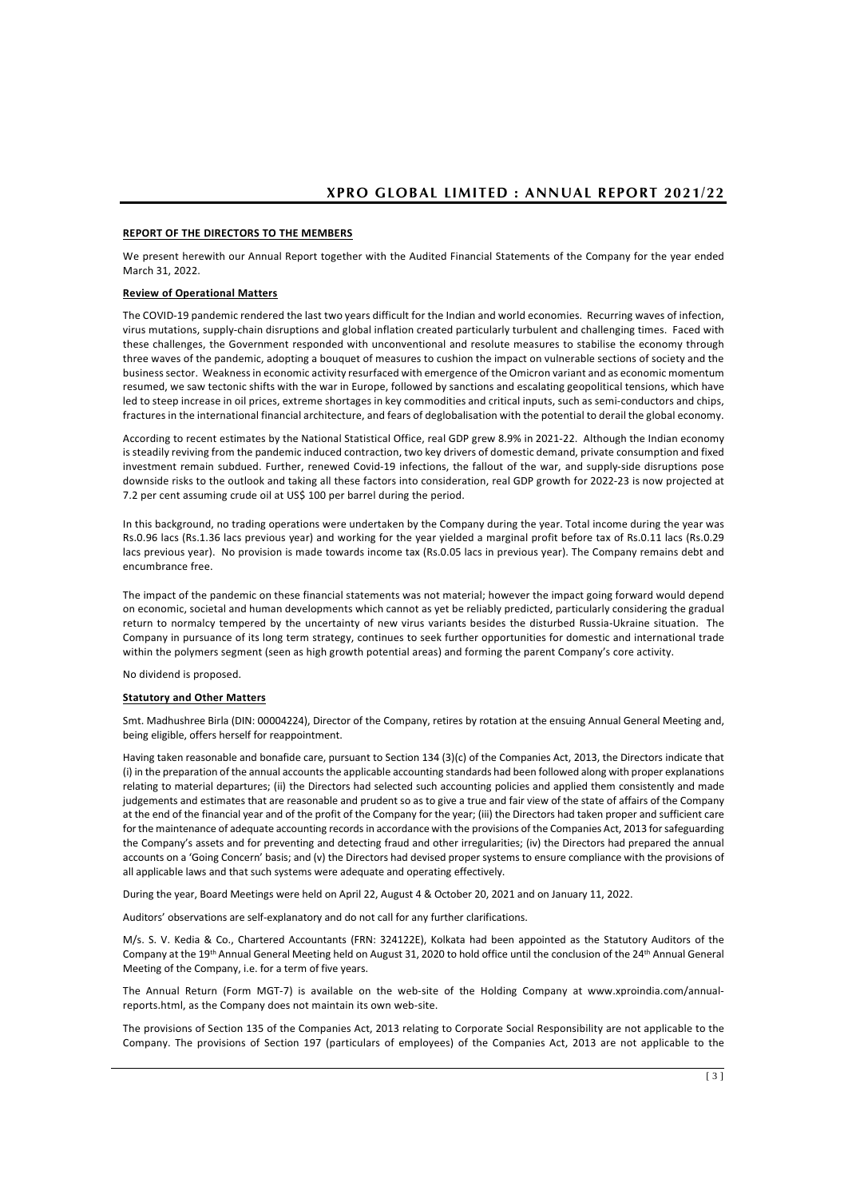## REPORT OF THE DIRECTORS TO THE MEMBERS

We present herewith our Annual Report together with the Audited Financial Statements of the Company for the year ended March 31, 2022.

### Review of Operational Matters

The COVID-19 pandemic rendered the last two years difficult for the Indian and world economies. Recurring waves of infection, virus mutations, supply-chain disruptions and global inflation created particularly turbulent and challenging times. Faced with these challenges, the Government responded with unconventional and resolute measures to stabilise the economy through three waves of the pandemic, adopting a bouquet of measures to cushion the impact on vulnerable sections of society and the business sector. Weakness in economic activity resurfaced with emergence of the Omicron variant and as economic momentum resumed, we saw tectonic shifts with the war in Europe, followed by sanctions and escalating geopolitical tensions, which have led to steep increase in oil prices, extreme shortages in key commodities and critical inputs, such as semi-conductors and chips, fractures in the international financial architecture, and fears of deglobalisation with the potential to derail the global economy.

According to recent estimates by the National Statistical Office, real GDP grew 8.9% in 2021-22. Although the Indian economy is steadily reviving from the pandemic induced contraction, two key drivers of domestic demand, private consumption and fixed investment remain subdued. Further, renewed Covid-19 infections, the fallout of the war, and supply-side disruptions pose downside risks to the outlook and taking all these factors into consideration, real GDP growth for 2022-23 is now projected at 7.2 per cent assuming crude oil at US$ 100 per barrel during the period.

In this background, no trading operations were undertaken by the Company during the year. Total income during the year was Rs.0.96 lacs (Rs.1.36 lacs previous year) and working for the year yielded a marginal profit before tax of Rs.0.11 lacs (Rs.0.29 lacs previous year). No provision is made towards income tax (Rs.0.05 lacs in previous year). The Company remains debt and encumbrance free.

The impact of the pandemic on these financial statements was not material; however the impact going forward would depend on economic, societal and human developments which cannot as yet be reliably predicted, particularly considering the gradual return to normalcy tempered by the uncertainty of new virus variants besides the disturbed Russia-Ukraine situation. The Company in pursuance of its long term strategy, continues to seek further opportunities for domestic and international trade within the polymers segment (seen as high growth potential areas) and forming the parent Company's core activity.

No dividend is proposed.

### Statutory and Other Matters

Smt. Madhushree Birla (DIN: 00004224), Director of the Company, retires by rotation at the ensuing Annual General Meeting and, being eligible, offers herself for reappointment.

Having taken reasonable and bonafide care, pursuant to Section 134 (3)(c) of the Companies Act, 2013, the Directors indicate that (i) in the preparation of the annual accounts the applicable accounting standards had been followed along with proper explanations relating to material departures; (ii) the Directors had selected such accounting policies and applied them consistently and made judgements and estimates that are reasonable and prudent so as to give a true and fair view of the state of affairs of the Company at the end of the financial year and of the profit of the Company for the year; (iii) the Directors had taken proper and sufficient care for the maintenance of adequate accounting records in accordance with the provisions of the Companies Act, 2013 for safeguarding the Company's assets and for preventing and detecting fraud and other irregularities; (iv) the Directors had prepared the annual accounts on a 'Going Concern' basis; and (v) the Directors had devised proper systems to ensure compliance with the provisions of all applicable laws and that such systems were adequate and operating effectively.

During the year, Board Meetings were held on April 22, August 4 & October 20, 2021 and on January 11, 2022.

Auditors' observations are self-explanatory and do not call for any further clarifications.

M/s. S. V. Kedia & Co., Chartered Accountants (FRN: 324122E), Kolkata had been appointed as the Statutory Auditors of the Company at the 19th Annual General Meeting held on August 31, 2020 to hold office until the conclusion of the 24th Annual General Meeting of the Company, i.e. for a term of five years.

The Annual Return (Form MGT-7) is available on the web-site of the Holding Company at www.xproindia.com/annual-reports.html, as the Company does not maintain its own web-site.

The provisions of Section 135 of the Companies Act, 2013 relating to Corporate Social Responsibility are not applicable to the Company. The provisions of Section 197 (particulars of employees) of the Companies Act, 2013 are not applicable to the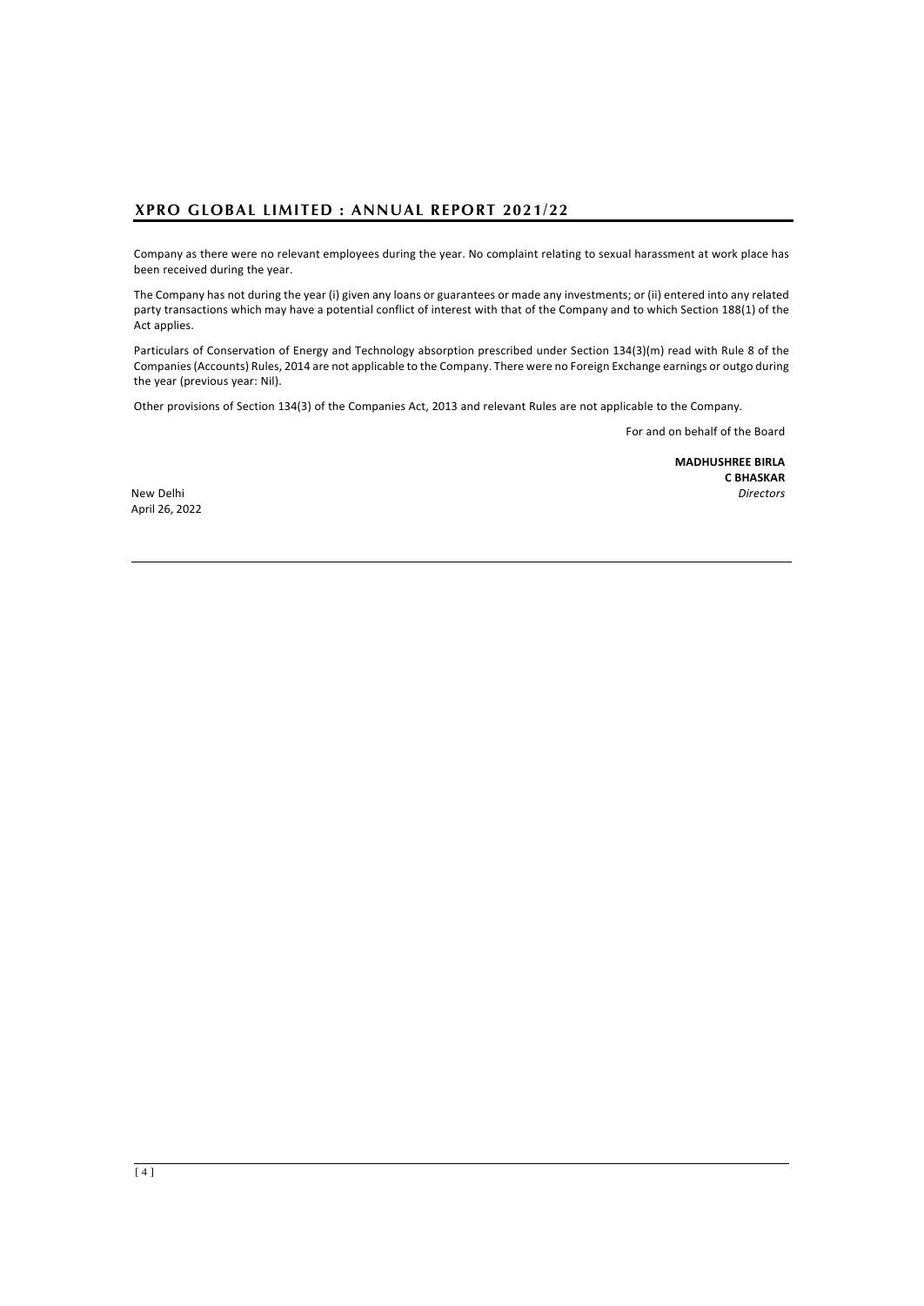Company as there were no relevant employees during the year. No complaint relating to sexual harassment at work place has been received during the year.

The Company has not during the year (i) given any loans or guarantees or made any investments; or (ii) entered into any related party transactions which may have a potential conflict of interest with that of the Company and to which Section 188(1) of the Act applies.

Particulars of Conservation of Energy and Technology absorption prescribed under Section 134(3)(m) read with Rule 8 of the Companies (Accounts) Rules, 2014 are not applicable to the Company. There were no Foreign Exchange earnings or outgo during the year (previous year: Nil).

Other provisions of Section 134(3) of the Companies Act, 2013 and relevant Rules are not applicable to the Company.

For and on behalf of the Board

**MADHUSHREE BIRLA**
**C BHASKAR**
*Directors*

New Delhi
April 26, 2022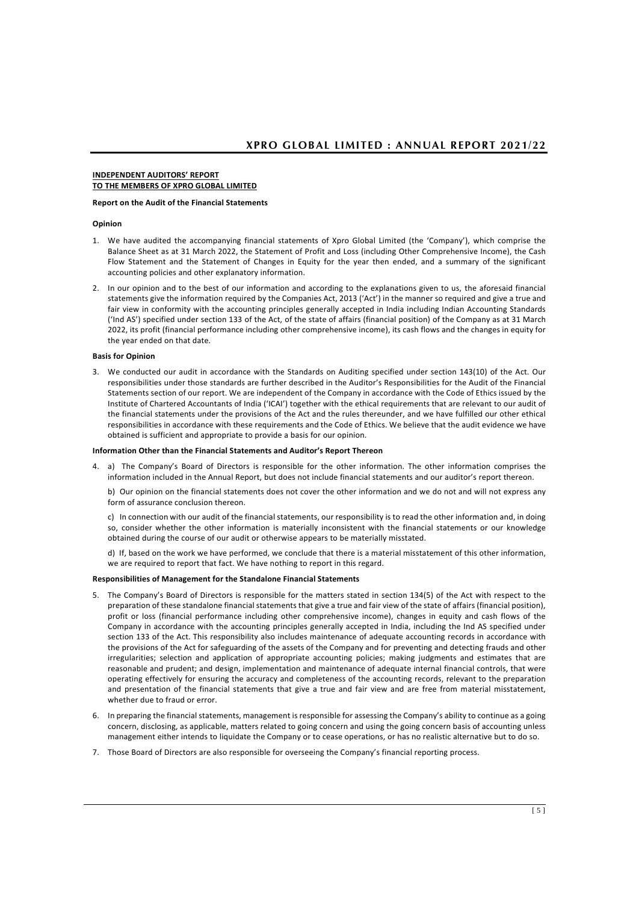**INDEPENDENT AUDITORS' REPORT**
**TO THE MEMBERS OF XPRO GLOBAL LIMITED**

**Report on the Audit of the Financial Statements**

**Opinion**

1. We have audited the accompanying financial statements of Xpro Global Limited (the 'Company'), which comprise the Balance Sheet as at 31 March 2022, the Statement of Profit and Loss (including Other Comprehensive Income), the Cash Flow Statement and the Statement of Changes in Equity for the year then ended, and a summary of the significant accounting policies and other explanatory information.

2. In our opinion and to the best of our information and according to the explanations given to us, the aforesaid financial statements give the information required by the Companies Act, 2013 ('Act') in the manner so required and give a true and fair view in conformity with the accounting principles generally accepted in India including Indian Accounting Standards ('Ind AS') specified under section 133 of the Act, of the state of affairs (financial position) of the Company as at 31 March 2022, its profit (financial performance including other comprehensive income), its cash flows and the changes in equity for the year ended on that date.

**Basis for Opinion**

3. We conducted our audit in accordance with the Standards on Auditing specified under section 143(10) of the Act. Our responsibilities under those standards are further described in the Auditor's Responsibilities for the Audit of the Financial Statements section of our report. We are independent of the Company in accordance with the Code of Ethics issued by the Institute of Chartered Accountants of India ('ICAI') together with the ethical requirements that are relevant to our audit of the financial statements under the provisions of the Act and the rules thereunder, and we have fulfilled our other ethical responsibilities in accordance with these requirements and the Code of Ethics. We believe that the audit evidence we have obtained is sufficient and appropriate to provide a basis for our opinion.

**Information Other than the Financial Statements and Auditor's Report Thereon**

4. a) The Company's Board of Directors is responsible for the other information. The other information comprises the information included in the Annual Report, but does not include financial statements and our auditor's report thereon.

   b) Our opinion on the financial statements does not cover the other information and we do not and will not express any form of assurance conclusion thereon.

   c) In connection with our audit of the financial statements, our responsibility is to read the other information and, in doing so, consider whether the other information is materially inconsistent with the financial statements or our knowledge obtained during the course of our audit or otherwise appears to be materially misstated.

   d) If, based on the work we have performed, we conclude that there is a material misstatement of this other information, we are required to report that fact. We have nothing to report in this regard.

**Responsibilities of Management for the Standalone Financial Statements**

5. The Company's Board of Directors is responsible for the matters stated in section 134(5) of the Act with respect to the preparation of these standalone financial statements that give a true and fair view of the state of affairs (financial position), profit or loss (financial performance including other comprehensive income), changes in equity and cash flows of the Company in accordance with the accounting principles generally accepted in India, including the Ind AS specified under section 133 of the Act. This responsibility also includes maintenance of adequate accounting records in accordance with the provisions of the Act for safeguarding of the assets of the Company and for preventing and detecting frauds and other irregularities; selection and application of appropriate accounting policies; making judgments and estimates that are reasonable and prudent; and design, implementation and maintenance of adequate internal financial controls, that were operating effectively for ensuring the accuracy and completeness of the accounting records, relevant to the preparation and presentation of the financial statements that give a true and fair view and are free from material misstatement, whether due to fraud or error.

6. In preparing the financial statements, management is responsible for assessing the Company's ability to continue as a going concern, disclosing, as applicable, matters related to going concern and using the going concern basis of accounting unless management either intends to liquidate the Company or to cease operations, or has no realistic alternative but to do so.

7. Those Board of Directors are also responsible for overseeing the Company's financial reporting process.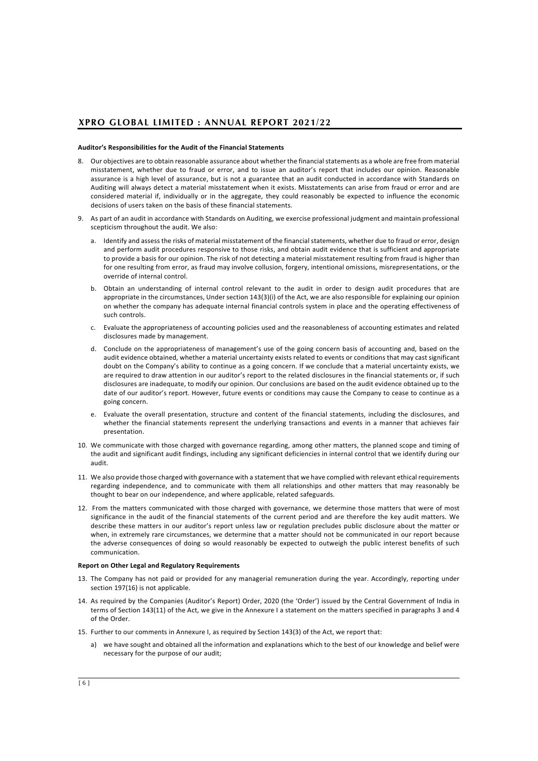**Auditor's Responsibilities for the Audit of the Financial Statements**

8. Our objectives are to obtain reasonable assurance about whether the financial statements as a whole are free from material misstatement, whether due to fraud or error, and to issue an auditor's report that includes our opinion. Reasonable assurance is a high level of assurance, but is not a guarantee that an audit conducted in accordance with Standards on Auditing will always detect a material misstatement when it exists. Misstatements can arise from fraud or error and are considered material if, individually or in the aggregate, they could reasonably be expected to influence the economic decisions of users taken on the basis of these financial statements.

9. As part of an audit in accordance with Standards on Auditing, we exercise professional judgment and maintain professional scepticism throughout the audit. We also:

   a. Identify and assess the risks of material misstatement of the financial statements, whether due to fraud or error, design and perform audit procedures responsive to those risks, and obtain audit evidence that is sufficient and appropriate to provide a basis for our opinion. The risk of not detecting a material misstatement resulting from fraud is higher than for one resulting from error, as fraud may involve collusion, forgery, intentional omissions, misrepresentations, or the override of internal control.

   b. Obtain an understanding of internal control relevant to the audit in order to design audit procedures that are appropriate in the circumstances, Under section 143(3)(i) of the Act, we are also responsible for explaining our opinion on whether the company has adequate internal financial controls system in place and the operating effectiveness of such controls.

   c. Evaluate the appropriateness of accounting policies used and the reasonableness of accounting estimates and related disclosures made by management.

   d. Conclude on the appropriateness of management's use of the going concern basis of accounting and, based on the audit evidence obtained, whether a material uncertainty exists related to events or conditions that may cast significant doubt on the Company's ability to continue as a going concern. If we conclude that a material uncertainty exists, we are required to draw attention in our auditor's report to the related disclosures in the financial statements or, if such disclosures are inadequate, to modify our opinion. Our conclusions are based on the audit evidence obtained up to the date of our auditor's report. However, future events or conditions may cause the Company to cease to continue as a going concern.

   e. Evaluate the overall presentation, structure and content of the financial statements, including the disclosures, and whether the financial statements represent the underlying transactions and events in a manner that achieves fair presentation.

10. We communicate with those charged with governance regarding, among other matters, the planned scope and timing of the audit and significant audit findings, including any significant deficiencies in internal control that we identify during our audit.

11. We also provide those charged with governance with a statement that we have complied with relevant ethical requirements regarding independence, and to communicate with them all relationships and other matters that may reasonably be thought to bear on our independence, and where applicable, related safeguards.

12. From the matters communicated with those charged with governance, we determine those matters that were of most significance in the audit of the financial statements of the current period and are therefore the key audit matters. We describe these matters in our auditor's report unless law or regulation precludes public disclosure about the matter or when, in extremely rare circumstances, we determine that a matter should not be communicated in our report because the adverse consequences of doing so would reasonably be expected to outweigh the public interest benefits of such communication.

**Report on Other Legal and Regulatory Requirements**

13. The Company has not paid or provided for any managerial remuneration during the year. Accordingly, reporting under section 197(16) is not applicable.

14. As required by the Companies (Auditor's Report) Order, 2020 (the 'Order') issued by the Central Government of India in terms of Section 143(11) of the Act, we give in the Annexure I a statement on the matters specified in paragraphs 3 and 4 of the Order.

15. Further to our comments in Annexure I, as required by Section 143(3) of the Act, we report that:

   a) we have sought and obtained all the information and explanations which to the best of our knowledge and belief were necessary for the purpose of our audit;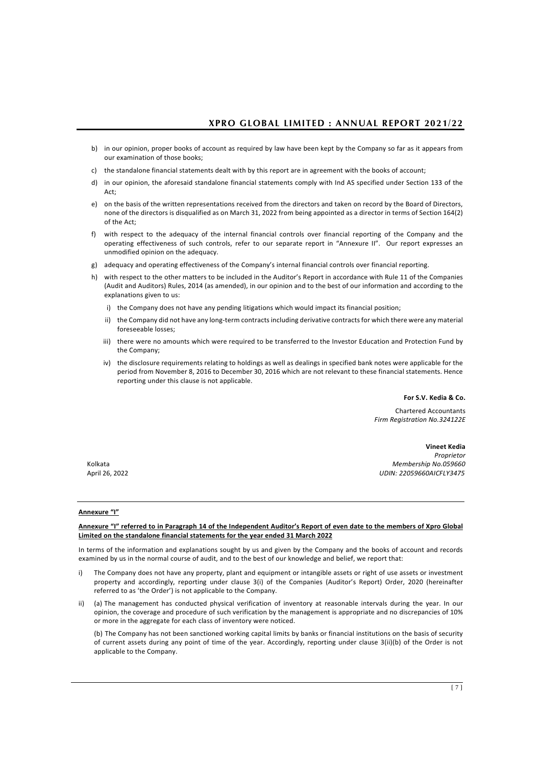b) in our opinion, proper books of account as required by law have been kept by the Company so far as it appears from our examination of those books;

c) the standalone financial statements dealt with by this report are in agreement with the books of account;

d) in our opinion, the aforesaid standalone financial statements comply with Ind AS specified under Section 133 of the Act;

e) on the basis of the written representations received from the directors and taken on record by the Board of Directors, none of the directors is disqualified as on March 31, 2022 from being appointed as a director in terms of Section 164(2) of the Act;

f) with respect to the adequacy of the internal financial controls over financial reporting of the Company and the operating effectiveness of such controls, refer to our separate report in "Annexure II". Our report expresses an unmodified opinion on the adequacy.

g) adequacy and operating effectiveness of the Company's internal financial controls over financial reporting.

h) with respect to the other matters to be included in the Auditor's Report in accordance with Rule 11 of the Companies (Audit and Auditors) Rules, 2014 (as amended), in our opinion and to the best of our information and according to the explanations given to us:

   i) the Company does not have any pending litigations which would impact its financial position;

   ii) the Company did not have any long-term contracts including derivative contracts for which there were any material foreseeable losses;

   iii) there were no amounts which were required to be transferred to the Investor Education and Protection Fund by the Company;

   iv) the disclosure requirements relating to holdings as well as dealings in specified bank notes were applicable for the period from November 8, 2016 to December 30, 2016 which are not relevant to these financial statements. Hence reporting under this clause is not applicable.

**For S.V. Kedia & Co.**

Chartered Accountants
*Firm Registration No.324122E*

**Vineet Kedia**
*Proprietor*
*Membership No.059660*
*UDIN: 22059660AICFLY3475*

Kolkata
April 26, 2022

---

**Annexure "I"**

**Annexure "I" referred to in Paragraph 14 of the Independent Auditor's Report of even date to the members of Xpro Global Limited on the standalone financial statements for the year ended 31 March 2022**

In terms of the information and explanations sought by us and given by the Company and the books of account and records examined by us in the normal course of audit, and to the best of our knowledge and belief, we report that:

i) The Company does not have any property, plant and equipment or intangible assets or right of use assets or investment property and accordingly, reporting under clause 3(i) of the Companies (Auditor's Report) Order, 2020 (hereinafter referred to as 'the Order') is not applicable to the Company.

ii) (a) The management has conducted physical verification of inventory at reasonable intervals during the year. In our opinion, the coverage and procedure of such verification by the management is appropriate and no discrepancies of 10% or more in the aggregate for each class of inventory were noticed.

   (b) The Company has not been sanctioned working capital limits by banks or financial institutions on the basis of security of current assets during any point of time of the year. Accordingly, reporting under clause 3(ii)(b) of the Order is not applicable to the Company.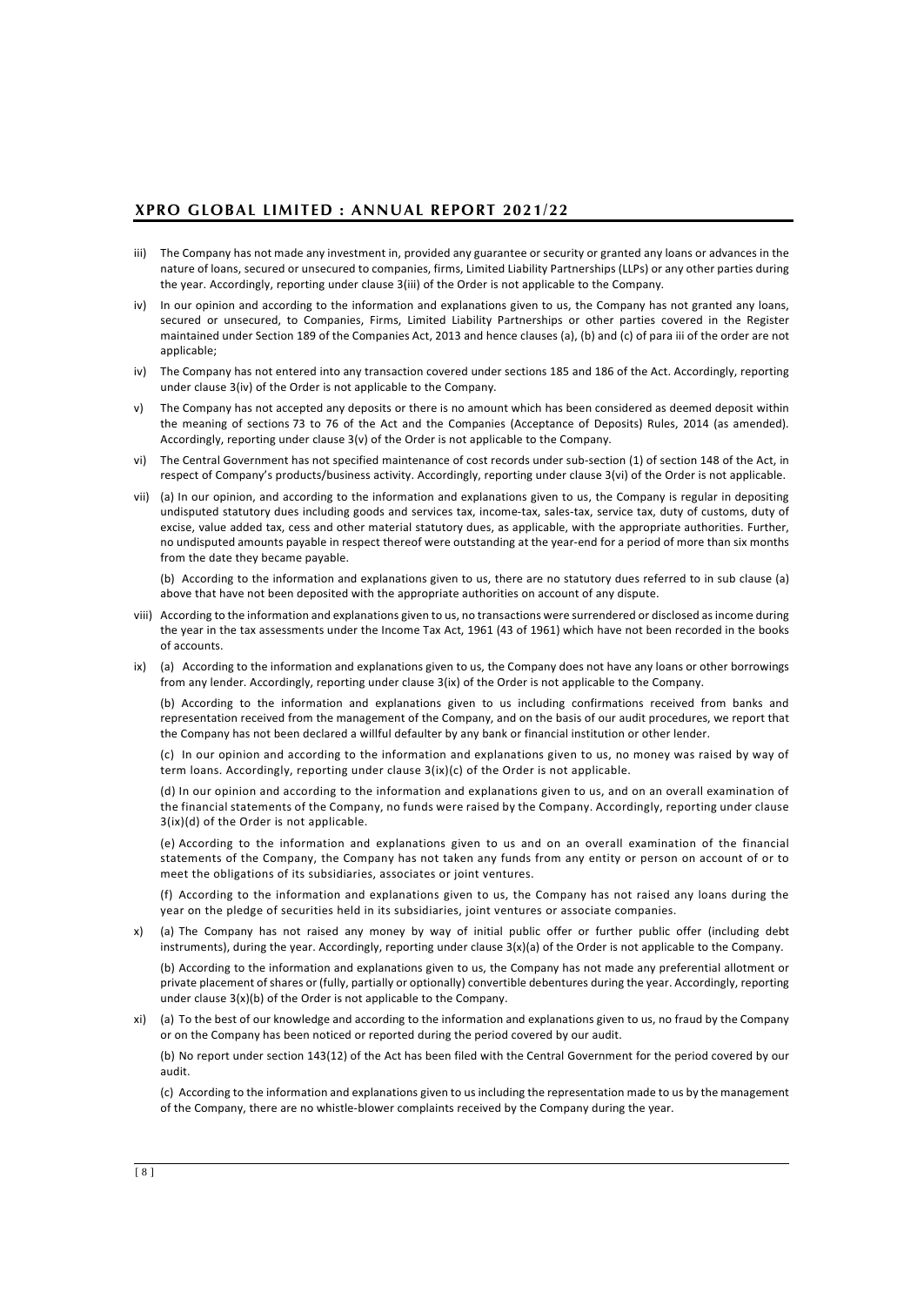iii) The Company has not made any investment in, provided any guarantee or security or granted any loans or advances in the nature of loans, secured or unsecured to companies, firms, Limited Liability Partnerships (LLPs) or any other parties during the year. Accordingly, reporting under clause 3(iii) of the Order is not applicable to the Company.

iv) In our opinion and according to the information and explanations given to us, the Company has not granted any loans, secured or unsecured, to Companies, Firms, Limited Liability Partnerships or other parties covered in the Register maintained under Section 189 of the Companies Act, 2013 and hence clauses (a), (b) and (c) of para iii of the order are not applicable;

iv) The Company has not entered into any transaction covered under sections 185 and 186 of the Act. Accordingly, reporting under clause 3(iv) of the Order is not applicable to the Company.

v) The Company has not accepted any deposits or there is no amount which has been considered as deemed deposit within the meaning of sections 73 to 76 of the Act and the Companies (Acceptance of Deposits) Rules, 2014 (as amended). Accordingly, reporting under clause 3(v) of the Order is not applicable to the Company.

vi) The Central Government has not specified maintenance of cost records under sub-section (1) of section 148 of the Act, in respect of Company's products/business activity. Accordingly, reporting under clause 3(vi) of the Order is not applicable.

vii) (a) In our opinion, and according to the information and explanations given to us, the Company is regular in depositing undisputed statutory dues including goods and services tax, income-tax, sales-tax, service tax, duty of customs, duty of excise, value added tax, cess and other material statutory dues, as applicable, with the appropriate authorities. Further, no undisputed amounts payable in respect thereof were outstanding at the year-end for a period of more than six months from the date they became payable.

(b) According to the information and explanations given to us, there are no statutory dues referred to in sub clause (a) above that have not been deposited with the appropriate authorities on account of any dispute.

viii) According to the information and explanations given to us, no transactions were surrendered or disclosed as income during the year in the tax assessments under the Income Tax Act, 1961 (43 of 1961) which have not been recorded in the books of accounts.

ix) (a) According to the information and explanations given to us, the Company does not have any loans or other borrowings from any lender. Accordingly, reporting under clause 3(ix) of the Order is not applicable to the Company.

(b) According to the information and explanations given to us including confirmations received from banks and representation received from the management of the Company, and on the basis of our audit procedures, we report that the Company has not been declared a willful defaulter by any bank or financial institution or other lender.

(c) In our opinion and according to the information and explanations given to us, no money was raised by way of term loans. Accordingly, reporting under clause 3(ix)(c) of the Order is not applicable.

(d) In our opinion and according to the information and explanations given to us, and on an overall examination of the financial statements of the Company, no funds were raised by the Company. Accordingly, reporting under clause 3(ix)(d) of the Order is not applicable.

(e) According to the information and explanations given to us and on an overall examination of the financial statements of the Company, the Company has not taken any funds from any entity or person on account of or to meet the obligations of its subsidiaries, associates or joint ventures.

(f) According to the information and explanations given to us, the Company has not raised any loans during the year on the pledge of securities held in its subsidiaries, joint ventures or associate companies.

x) (a) The Company has not raised any money by way of initial public offer or further public offer (including debt instruments), during the year. Accordingly, reporting under clause 3(x)(a) of the Order is not applicable to the Company.

(b) According to the information and explanations given to us, the Company has not made any preferential allotment or private placement of shares or (fully, partially or optionally) convertible debentures during the year. Accordingly, reporting under clause 3(x)(b) of the Order is not applicable to the Company.

xi) (a) To the best of our knowledge and according to the information and explanations given to us, no fraud by the Company or on the Company has been noticed or reported during the period covered by our audit.

(b) No report under section 143(12) of the Act has been filed with the Central Government for the period covered by our audit.

(c) According to the information and explanations given to us including the representation made to us by the management of the Company, there are no whistle-blower complaints received by the Company during the year.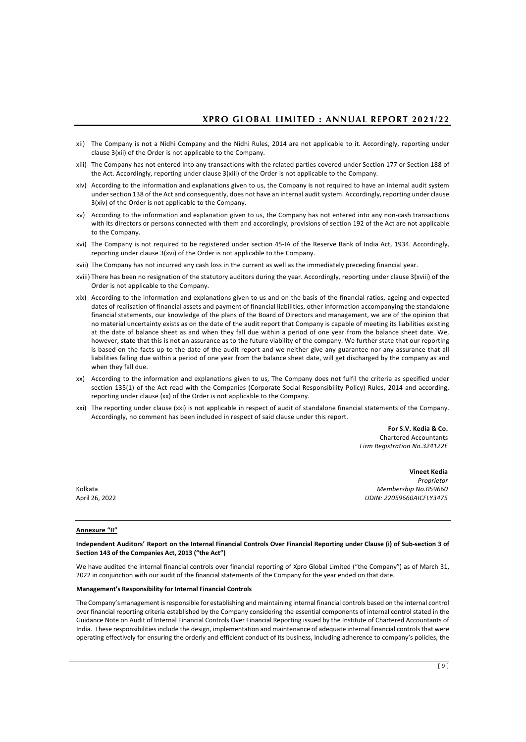xii) The Company is not a Nidhi Company and the Nidhi Rules, 2014 are not applicable to it. Accordingly, reporting under clause 3(xii) of the Order is not applicable to the Company.

xiii) The Company has not entered into any transactions with the related parties covered under Section 177 or Section 188 of the Act. Accordingly, reporting under clause 3(xiii) of the Order is not applicable to the Company.

xiv) According to the information and explanations given to us, the Company is not required to have an internal audit system under section 138 of the Act and consequently, does not have an internal audit system. Accordingly, reporting under clause 3(xiv) of the Order is not applicable to the Company.

xv) According to the information and explanation given to us, the Company has not entered into any non-cash transactions with its directors or persons connected with them and accordingly, provisions of section 192 of the Act are not applicable to the Company.

xvi) The Company is not required to be registered under section 45-IA of the Reserve Bank of India Act, 1934. Accordingly, reporting under clause 3(xvi) of the Order is not applicable to the Company.

xvii) The Company has not incurred any cash loss in the current as well as the immediately preceding financial year.

xviii) There has been no resignation of the statutory auditors during the year. Accordingly, reporting under clause 3(xviii) of the Order is not applicable to the Company.

xix) According to the information and explanations given to us and on the basis of the financial ratios, ageing and expected dates of realisation of financial assets and payment of financial liabilities, other information accompanying the standalone financial statements, our knowledge of the plans of the Board of Directors and management, we are of the opinion that no material uncertainty exists as on the date of the audit report that Company is capable of meeting its liabilities existing at the date of balance sheet as and when they fall due within a period of one year from the balance sheet date. We, however, state that this is not an assurance as to the future viability of the company. We further state that our reporting is based on the facts up to the date of the audit report and we neither give any guarantee nor any assurance that all liabilities falling due within a period of one year from the balance sheet date, will get discharged by the company as and when they fall due.

xx) According to the information and explanations given to us, The Company does not fulfil the criteria as specified under section 135(1) of the Act read with the Companies (Corporate Social Responsibility Policy) Rules, 2014 and according, reporting under clause (xx) of the Order is not applicable to the Company.

xxi) The reporting under clause (xxi) is not applicable in respect of audit of standalone financial statements of the Company. Accordingly, no comment has been included in respect of said clause under this report.

**For S.V. Kedia & Co.**
Chartered Accountants
*Firm Registration No.324122E*

**Vineet Kedia**
*Proprietor*
*Membership No.059660*
*UDIN: 22059660AICFLY3475*

Kolkata
April 26, 2022

**Annexure "II"**

**Independent Auditors' Report on the Internal Financial Controls Over Financial Reporting under Clause (i) of Sub-section 3 of Section 143 of the Companies Act, 2013 ("the Act")**

We have audited the internal financial controls over financial reporting of Xpro Global Limited ("the Company") as of March 31, 2022 in conjunction with our audit of the financial statements of the Company for the year ended on that date.

**Management's Responsibility for Internal Financial Controls**

The Company's management is responsible for establishing and maintaining internal financial controls based on the internal control over financial reporting criteria established by the Company considering the essential components of internal control stated in the Guidance Note on Audit of Internal Financial Controls Over Financial Reporting issued by the Institute of Chartered Accountants of India. These responsibilities include the design, implementation and maintenance of adequate internal financial controls that were operating effectively for ensuring the orderly and efficient conduct of its business, including adherence to company's policies, the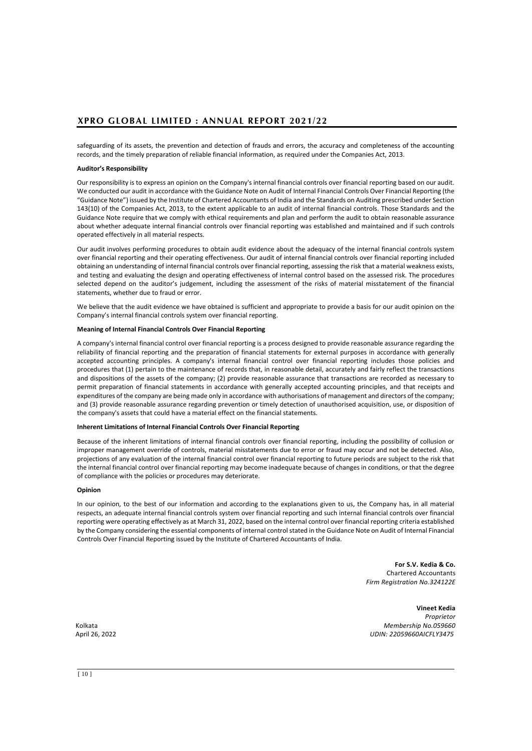safeguarding of its assets, the prevention and detection of frauds and errors, the accuracy and completeness of the accounting records, and the timely preparation of reliable financial information, as required under the Companies Act, 2013.

**Auditor's Responsibility**

Our responsibility is to express an opinion on the Company's internal financial controls over financial reporting based on our audit. We conducted our audit in accordance with the Guidance Note on Audit of Internal Financial Controls Over Financial Reporting (the "Guidance Note") issued by the Institute of Chartered Accountants of India and the Standards on Auditing prescribed under Section 143(10) of the Companies Act, 2013, to the extent applicable to an audit of internal financial controls. Those Standards and the Guidance Note require that we comply with ethical requirements and plan and perform the audit to obtain reasonable assurance about whether adequate internal financial controls over financial reporting was established and maintained and if such controls operated effectively in all material respects.

Our audit involves performing procedures to obtain audit evidence about the adequacy of the internal financial controls system over financial reporting and their operating effectiveness. Our audit of internal financial controls over financial reporting included obtaining an understanding of internal financial controls over financial reporting, assessing the risk that a material weakness exists, and testing and evaluating the design and operating effectiveness of internal control based on the assessed risk. The procedures selected depend on the auditor's judgement, including the assessment of the risks of material misstatement of the financial statements, whether due to fraud or error.

We believe that the audit evidence we have obtained is sufficient and appropriate to provide a basis for our audit opinion on the Company's internal financial controls system over financial reporting.

**Meaning of Internal Financial Controls Over Financial Reporting**

A company's internal financial control over financial reporting is a process designed to provide reasonable assurance regarding the reliability of financial reporting and the preparation of financial statements for external purposes in accordance with generally accepted accounting principles. A company's internal financial control over financial reporting includes those policies and procedures that (1) pertain to the maintenance of records that, in reasonable detail, accurately and fairly reflect the transactions and dispositions of the assets of the company; (2) provide reasonable assurance that transactions are recorded as necessary to permit preparation of financial statements in accordance with generally accepted accounting principles, and that receipts and expenditures of the company are being made only in accordance with authorisations of management and directors of the company; and (3) provide reasonable assurance regarding prevention or timely detection of unauthorised acquisition, use, or disposition of the company's assets that could have a material effect on the financial statements.

**Inherent Limitations of Internal Financial Controls Over Financial Reporting**

Because of the inherent limitations of internal financial controls over financial reporting, including the possibility of collusion or improper management override of controls, material misstatements due to error or fraud may occur and not be detected. Also, projections of any evaluation of the internal financial control over financial reporting to future periods are subject to the risk that the internal financial control over financial reporting may become inadequate because of changes in conditions, or that the degree of compliance with the policies or procedures may deteriorate.

**Opinion**

In our opinion, to the best of our information and according to the explanations given to us, the Company has, in all material respects, an adequate internal financial controls system over financial reporting and such internal financial controls over financial reporting were operating effectively as at March 31, 2022, based on the internal control over financial reporting criteria established by the Company considering the essential components of internal control stated in the Guidance Note on Audit of Internal Financial Controls Over Financial Reporting issued by the Institute of Chartered Accountants of India.

**For S.V. Kedia & Co.**
Chartered Accountants
*Firm Registration No.324122E*

**Vineet Kedia**
*Proprietor*
*Membership No.059660*
*UDIN: 22059660AICFLY3475*

Kolkata
April 26, 2022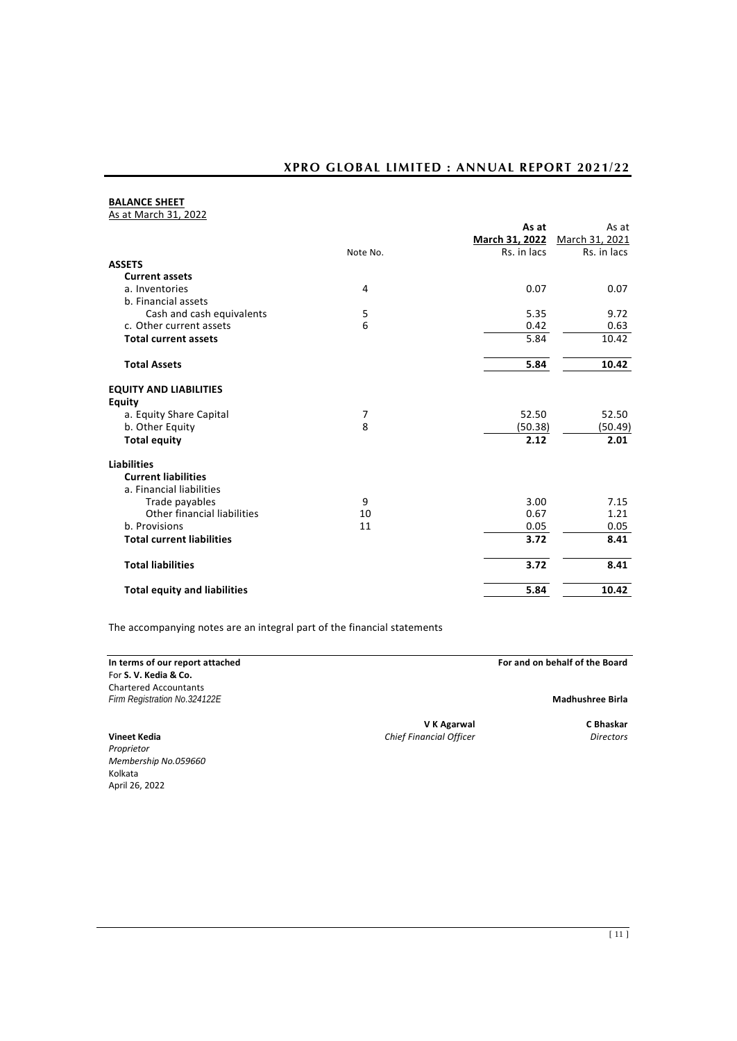## BALANCE SHEET

As at March 31, 2022

| | Note No. | As at March 31, 2022 Rs. in lacs | As at March 31, 2021 Rs. in lacs |
|---|---|---|---|
| **ASSETS** | | | |
| **Current assets** | | | |
| a. Inventories | 4 | 0.07 | 0.07 |
| b. Financial assets | | | |
| Cash and cash equivalents | 5 | 5.35 | 9.72 |
| c. Other current assets | 6 | 0.42 | 0.63 |
| **Total current assets** | | 5.84 | 10.42 |
| **Total Assets** | | **5.84** | **10.42** |
| **EQUITY AND LIABILITIES** | | | |
| **Equity** | | | |
| a. Equity Share Capital | 7 | 52.50 | 52.50 |
| b. Other Equity | 8 | (50.38) | (50.49) |
| **Total equity** | | **2.12** | **2.01** |
| **Liabilities** | | | |
| **Current liabilities** | | | |
| a. Financial liabilities | | | |
| Trade payables | 9 | 3.00 | 7.15 |
| Other financial liabilities | 10 | 0.67 | 1.21 |
| b. Provisions | 11 | 0.05 | 0.05 |
| **Total current liabilities** | | **3.72** | **8.41** |
| **Total liabilities** | | **3.72** | **8.41** |
| **Total equity and liabilities** | | **5.84** | **10.42** |

The accompanying notes are an integral part of the financial statements

**In terms of our report attached**
For **S. V. Kedia & Co.**
Chartered Accountants
*Firm Registration No.324122E*

**Vineet Kedia**
*Proprietor*
*Membership No.059660*
Kolkata
April 26, 2022

**For and on behalf of the Board**

**V K Agarwal**
*Chief Financial Officer*

**Madhushree Birla**
**C Bhaskar**
*Directors*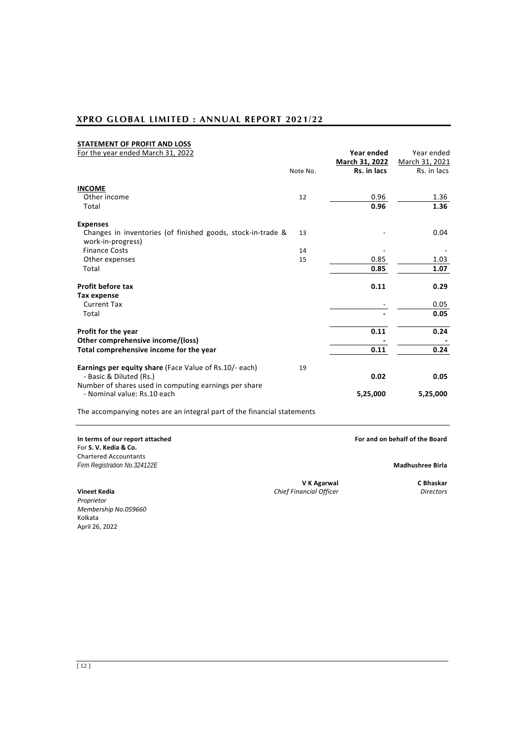## STATEMENT OF PROFIT AND LOSS

For the year ended March 31, 2022

| | Note No. | **Year ended March 31, 2022 Rs. in lacs** | Year ended March 31, 2021 Rs. in lacs |
|---|---|---|---|
| **INCOME** | | | |
| Other income | 12 | 0.96 | 1.36 |
| Total | | **0.96** | **1.36** |
| **Expenses** | | | |
| Changes in inventories (of finished goods, stock-in-trade & work-in-progress) | 13 | - | 0.04 |
| Finance Costs | 14 | - | - |
| Other expenses | 15 | 0.85 | 1.03 |
| Total | | **0.85** | **1.07** |
| **Profit before tax** | | **0.11** | **0.29** |
| **Tax expense** | | | |
| Current Tax | | - | 0.05 |
| Total | | **-** | **0.05** |
| **Profit for the year** | | **0.11** | **0.24** |
| **Other comprehensive income/(loss)** | | **-** | **-** |
| **Total comprehensive income for the year** | | **0.11** | **0.24** |
| **Earnings per equity share** (Face Value of Rs.10/- each) | 19 | | |
| - Basic & Diluted (Rs.) | | **0.02** | **0.05** |
| Number of shares used in computing earnings per share | | | |
| - Nominal value: Rs.10 each | | **5,25,000** | **5,25,000** |

The accompanying notes are an integral part of the financial statements

**In terms of our report attached**
For **S. V. Kedia & Co.**
Chartered Accountants
*Firm Registration No.324122E*

**Vineet Kedia**
*Proprietor*
*Membership No.059660*
Kolkata
April 26, 2022

**V K Agarwal**
*Chief Financial Officer*

**For and on behalf of the Board**

**Madhushree Birla**

**C Bhaskar**
*Directors*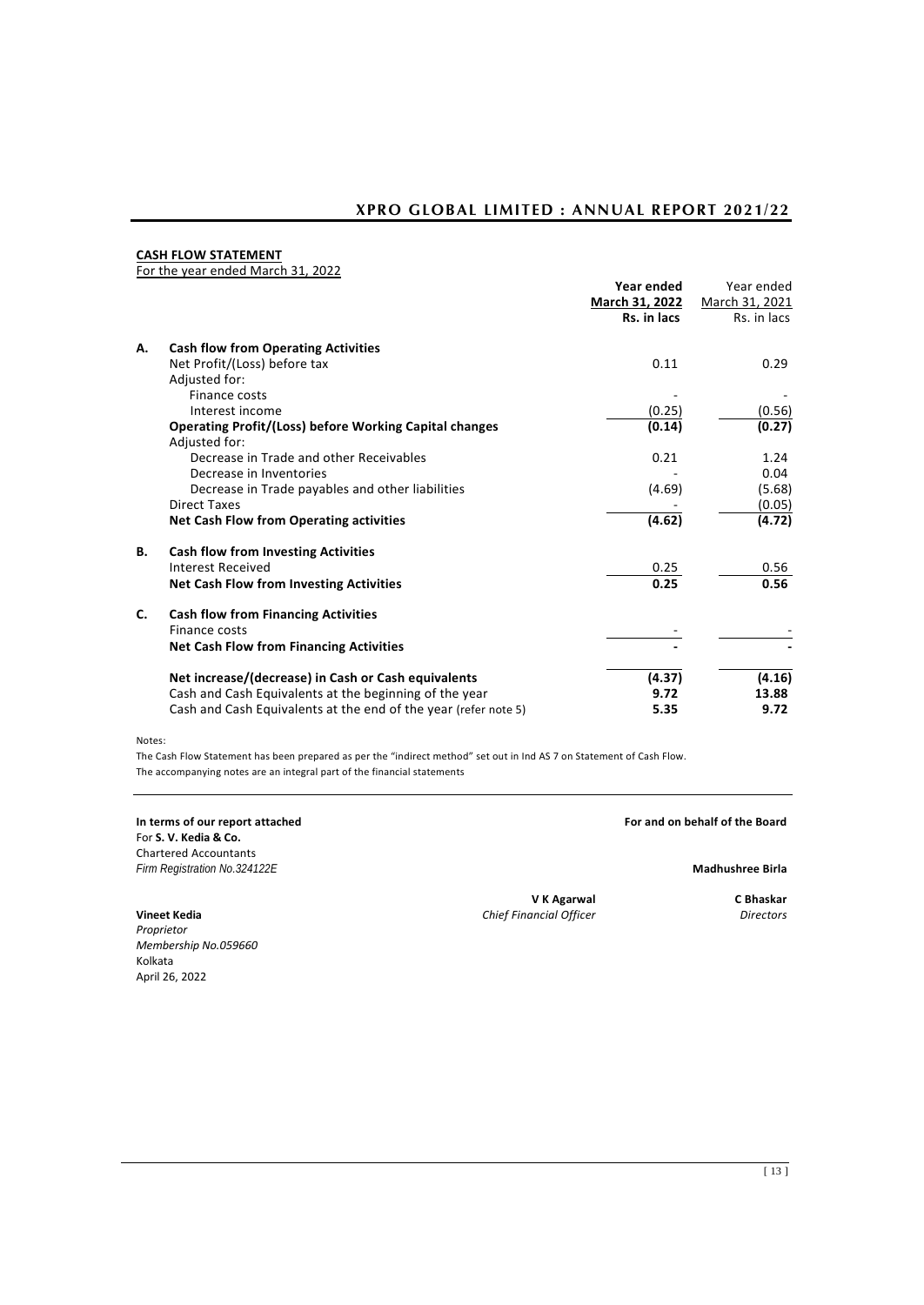**CASH FLOW STATEMENT**

For the year ended March 31, 2022

| | | **Year ended March 31, 2022 Rs. in lacs** | Year ended March 31, 2021 Rs. in lacs |
|---|---|---|---|
| **A.** | **Cash flow from Operating Activities** | | |
| | Net Profit/(Loss) before tax | 0.11 | 0.29 |
| | Adjusted for: | | |
| | Finance costs | - | - |
| | Interest income | (0.25) | (0.56) |
| | **Operating Profit/(Loss) before Working Capital changes** | **(0.14)** | **(0.27)** |
| | Adjusted for: | | |
| | Decrease in Trade and other Receivables | 0.21 | 1.24 |
| | Decrease in Inventories | - | 0.04 |
| | Decrease in Trade payables and other liabilities | (4.69) | (5.68) |
| | Direct Taxes | - | (0.05) |
| | **Net Cash Flow from Operating activities** | **(4.62)** | **(4.72)** |
| **B.** | **Cash flow from Investing Activities** | | |
| | Interest Received | 0.25 | 0.56 |
| | **Net Cash Flow from Investing Activities** | **0.25** | **0.56** |
| **C.** | **Cash flow from Financing Activities** | | |
| | Finance costs | - | - |
| | **Net Cash Flow from Financing Activities** | **-** | **-** |
| | **Net increase/(decrease) in Cash or Cash equivalents** | **(4.37)** | **(4.16)** |
| | Cash and Cash Equivalents at the beginning of the year | **9.72** | **13.88** |
| | Cash and Cash Equivalents at the end of the year (refer note 5) | **5.35** | **9.72** |

Notes:

The Cash Flow Statement has been prepared as per the "indirect method" set out in Ind AS 7 on Statement of Cash Flow.

The accompanying notes are an integral part of the financial statements

**In terms of our report attached**
For **S. V. Kedia & Co.**
Chartered Accountants
*Firm Registration No.324122E*

**Vineet Kedia**
*Proprietor*
*Membership No.059660*
Kolkata
April 26, 2022

**For and on behalf of the Board**

**V K Agarwal**
*Chief Financial Officer*

**Madhushree Birla**

**C Bhaskar**
*Directors*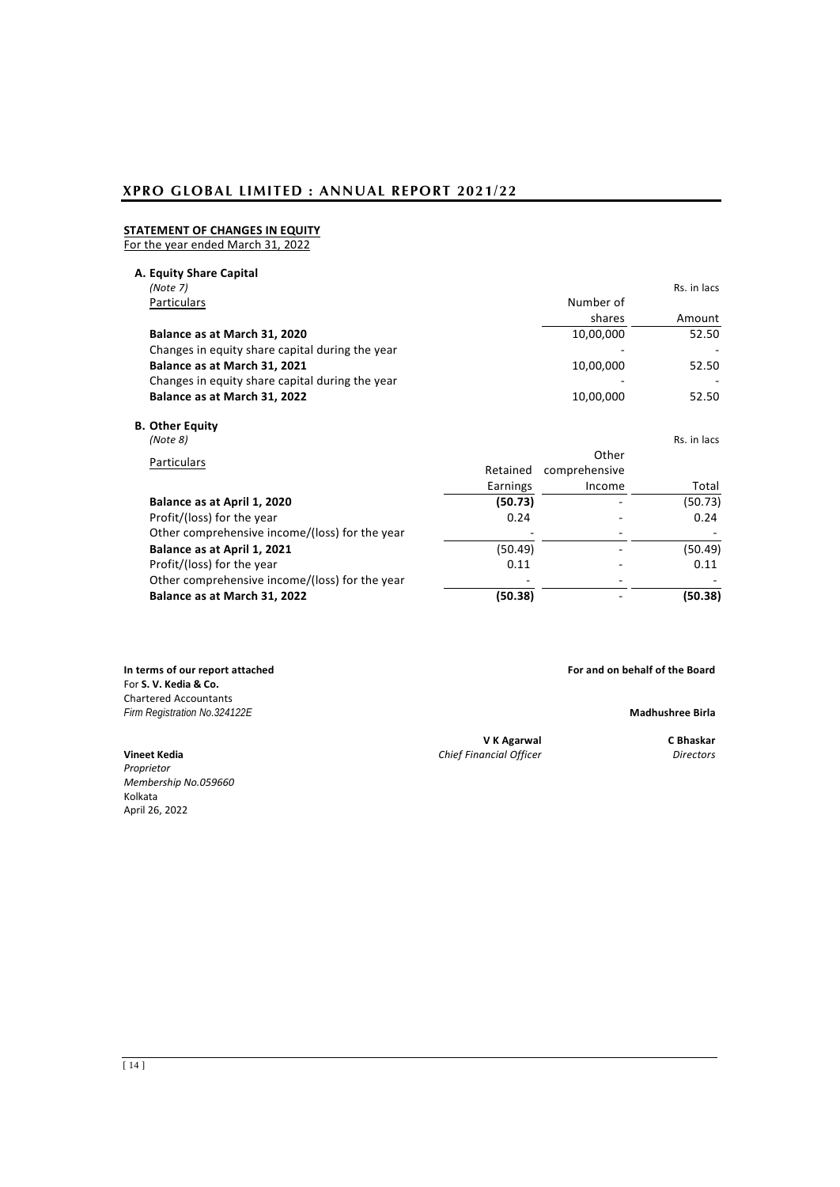## STATEMENT OF CHANGES IN EQUITY

For the year ended March 31, 2022

### A. Equity Share Capital

*(Note 7)*

Rs. in lacs

| Particulars | Number of shares | Amount |
|---|---|---|
| **Balance as at March 31, 2020** | 10,00,000 | 52.50 |
| Changes in equity share capital during the year | - | - |
| **Balance as at March 31, 2021** | 10,00,000 | 52.50 |
| Changes in equity share capital during the year | - | - |
| **Balance as at March 31, 2022** | 10,00,000 | 52.50 |

### B. Other Equity

*(Note 8)*

Rs. in lacs

| Particulars | Retained Earnings | Other comprehensive Income | Total |
|---|---|---|---|
| **Balance as at April 1, 2020** | **(50.73)** | - | (50.73) |
| Profit/(loss) for the year | 0.24 | - | 0.24 |
| Other comprehensive income/(loss) for the year | - | - | - |
| **Balance as at April 1, 2021** | (50.49) | - | (50.49) |
| Profit/(loss) for the year | 0.11 | - | 0.11 |
| Other comprehensive income/(loss) for the year | - | - | - |
| **Balance as at March 31, 2022** | **(50.38)** | - | **(50.38)** |

**In terms of our report attached**
For **S. V. Kedia & Co.**
Chartered Accountants
*Firm Registration No.324122E*

**Vineet Kedia**
*Proprietor*
*Membership No.059660*
Kolkata
April 26, 2022

**For and on behalf of the Board**

**V K Agarwal**
*Chief Financial Officer*

**Madhushree Birla**
**C Bhaskar**
*Directors*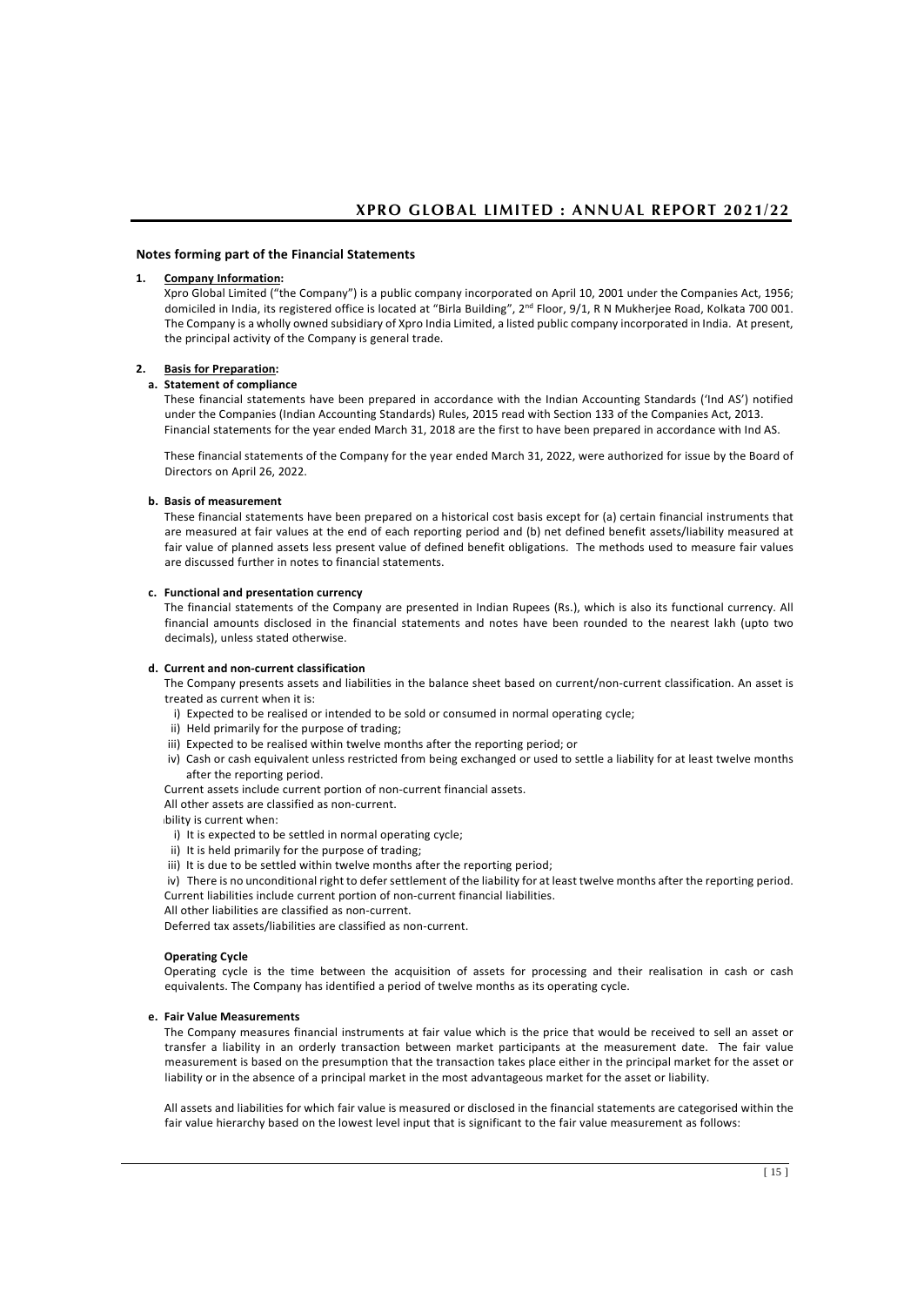## Notes forming part of the Financial Statements

### 1. Company Information:

Xpro Global Limited ("the Company") is a public company incorporated on April 10, 2001 under the Companies Act, 1956; domiciled in India, its registered office is located at "Birla Building", 2nd Floor, 9/1, R N Mukherjee Road, Kolkata 700 001. The Company is a wholly owned subsidiary of Xpro India Limited, a listed public company incorporated in India. At present, the principal activity of the Company is general trade.

### 2. Basis for Preparation:

**a. Statement of compliance**

These financial statements have been prepared in accordance with the Indian Accounting Standards ('Ind AS') notified under the Companies (Indian Accounting Standards) Rules, 2015 read with Section 133 of the Companies Act, 2013. Financial statements for the year ended March 31, 2018 are the first to have been prepared in accordance with Ind AS.

These financial statements of the Company for the year ended March 31, 2022, were authorized for issue by the Board of Directors on April 26, 2022.

**b. Basis of measurement**

These financial statements have been prepared on a historical cost basis except for (a) certain financial instruments that are measured at fair values at the end of each reporting period and (b) net defined benefit assets/liability measured at fair value of planned assets less present value of defined benefit obligations. The methods used to measure fair values are discussed further in notes to financial statements.

**c. Functional and presentation currency**

The financial statements of the Company are presented in Indian Rupees (Rs.), which is also its functional currency. All financial amounts disclosed in the financial statements and notes have been rounded to the nearest lakh (upto two decimals), unless stated otherwise.

**d. Current and non-current classification**

The Company presents assets and liabilities in the balance sheet based on current/non-current classification. An asset is treated as current when it is:

i) Expected to be realised or intended to be sold or consumed in normal operating cycle;
ii) Held primarily for the purpose of trading;
iii) Expected to be realised within twelve months after the reporting period; or
iv) Cash or cash equivalent unless restricted from being exchanged or used to settle a liability for at least twelve months after the reporting period.

Current assets include current portion of non-current financial assets.

All other assets are classified as non-current.

bility is current when:

i) It is expected to be settled in normal operating cycle;
ii) It is held primarily for the purpose of trading;
iii) It is due to be settled within twelve months after the reporting period;
iv) There is no unconditional right to defer settlement of the liability for at least twelve months after the reporting period.

Current liabilities include current portion of non-current financial liabilities.

All other liabilities are classified as non-current.

Deferred tax assets/liabilities are classified as non-current.

**Operating Cycle**

Operating cycle is the time between the acquisition of assets for processing and their realisation in cash or cash equivalents. The Company has identified a period of twelve months as its operating cycle.

**e. Fair Value Measurements**

The Company measures financial instruments at fair value which is the price that would be received to sell an asset or transfer a liability in an orderly transaction between market participants at the measurement date. The fair value measurement is based on the presumption that the transaction takes place either in the principal market for the asset or liability or in the absence of a principal market in the most advantageous market for the asset or liability.

All assets and liabilities for which fair value is measured or disclosed in the financial statements are categorised within the fair value hierarchy based on the lowest level input that is significant to the fair value measurement as follows: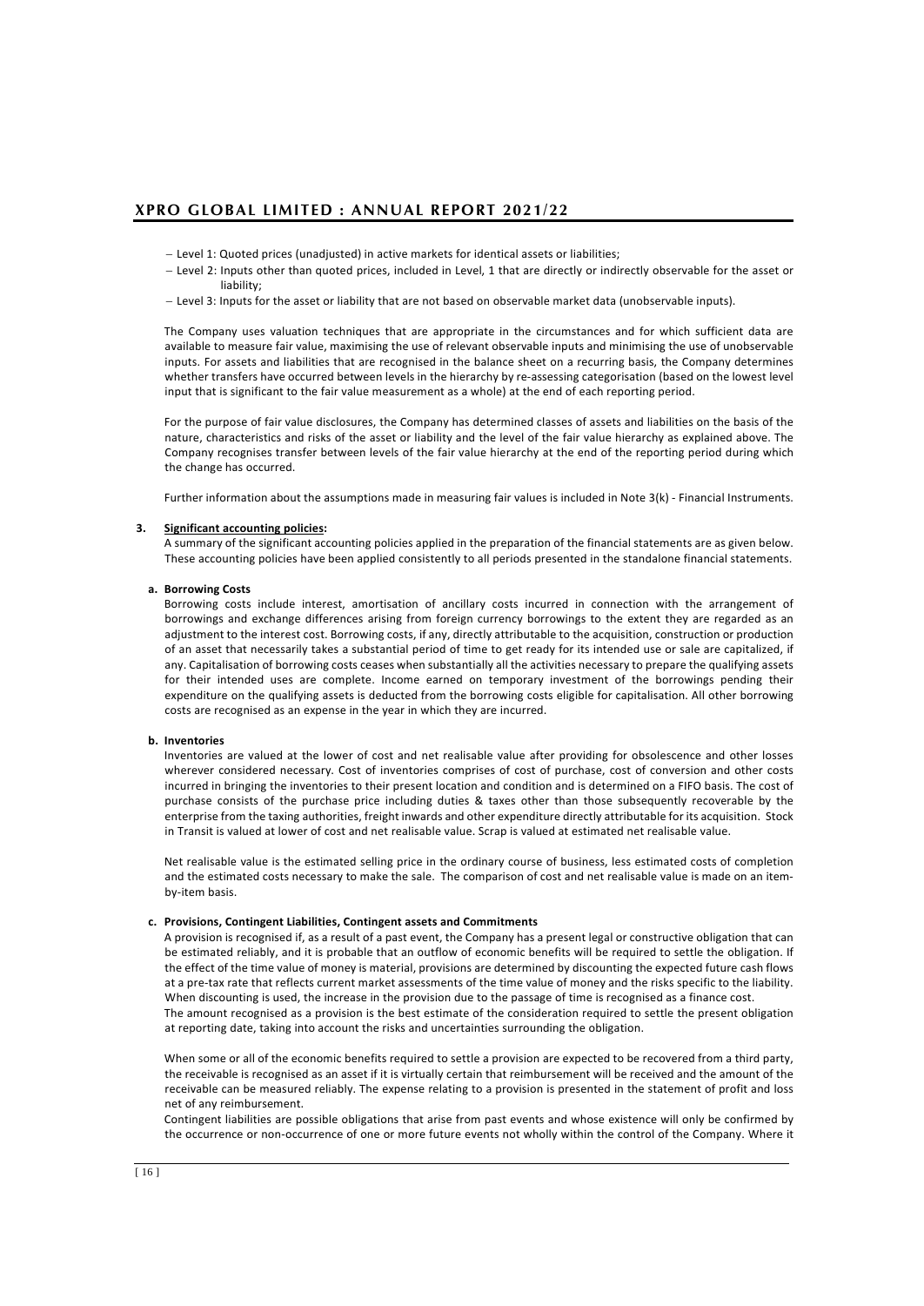- Level 1: Quoted prices (unadjusted) in active markets for identical assets or liabilities;
- Level 2: Inputs other than quoted prices, included in Level, 1 that are directly or indirectly observable for the asset or liability;
- Level 3: Inputs for the asset or liability that are not based on observable market data (unobservable inputs).

The Company uses valuation techniques that are appropriate in the circumstances and for which sufficient data are available to measure fair value, maximising the use of relevant observable inputs and minimising the use of unobservable inputs. For assets and liabilities that are recognised in the balance sheet on a recurring basis, the Company determines whether transfers have occurred between levels in the hierarchy by re-assessing categorisation (based on the lowest level input that is significant to the fair value measurement as a whole) at the end of each reporting period.

For the purpose of fair value disclosures, the Company has determined classes of assets and liabilities on the basis of the nature, characteristics and risks of the asset or liability and the level of the fair value hierarchy as explained above. The Company recognises transfer between levels of the fair value hierarchy at the end of the reporting period during which the change has occurred.

Further information about the assumptions made in measuring fair values is included in Note 3(k) - Financial Instruments.

## 3. Significant accounting policies:

A summary of the significant accounting policies applied in the preparation of the financial statements are as given below. These accounting policies have been applied consistently to all periods presented in the standalone financial statements.

### a. Borrowing Costs

Borrowing costs include interest, amortisation of ancillary costs incurred in connection with the arrangement of borrowings and exchange differences arising from foreign currency borrowings to the extent they are regarded as an adjustment to the interest cost. Borrowing costs, if any, directly attributable to the acquisition, construction or production of an asset that necessarily takes a substantial period of time to get ready for its intended use or sale are capitalized, if any. Capitalisation of borrowing costs ceases when substantially all the activities necessary to prepare the qualifying assets for their intended uses are complete. Income earned on temporary investment of the borrowings pending their expenditure on the qualifying assets is deducted from the borrowing costs eligible for capitalisation. All other borrowing costs are recognised as an expense in the year in which they are incurred.

### b. Inventories

Inventories are valued at the lower of cost and net realisable value after providing for obsolescence and other losses wherever considered necessary. Cost of inventories comprises of cost of purchase, cost of conversion and other costs incurred in bringing the inventories to their present location and condition and is determined on a FIFO basis. The cost of purchase consists of the purchase price including duties & taxes other than those subsequently recoverable by the enterprise from the taxing authorities, freight inwards and other expenditure directly attributable for its acquisition. Stock in Transit is valued at lower of cost and net realisable value. Scrap is valued at estimated net realisable value.

Net realisable value is the estimated selling price in the ordinary course of business, less estimated costs of completion and the estimated costs necessary to make the sale. The comparison of cost and net realisable value is made on an item-by-item basis.

### c. Provisions, Contingent Liabilities, Contingent assets and Commitments

A provision is recognised if, as a result of a past event, the Company has a present legal or constructive obligation that can be estimated reliably, and it is probable that an outflow of economic benefits will be required to settle the obligation. If the effect of the time value of money is material, provisions are determined by discounting the expected future cash flows at a pre-tax rate that reflects current market assessments of the time value of money and the risks specific to the liability. When discounting is used, the increase in the provision due to the passage of time is recognised as a finance cost.

The amount recognised as a provision is the best estimate of the consideration required to settle the present obligation at reporting date, taking into account the risks and uncertainties surrounding the obligation.

When some or all of the economic benefits required to settle a provision are expected to be recovered from a third party, the receivable is recognised as an asset if it is virtually certain that reimbursement will be received and the amount of the receivable can be measured reliably. The expense relating to a provision is presented in the statement of profit and loss net of any reimbursement.

Contingent liabilities are possible obligations that arise from past events and whose existence will only be confirmed by the occurrence or non-occurrence of one or more future events not wholly within the control of the Company. Where it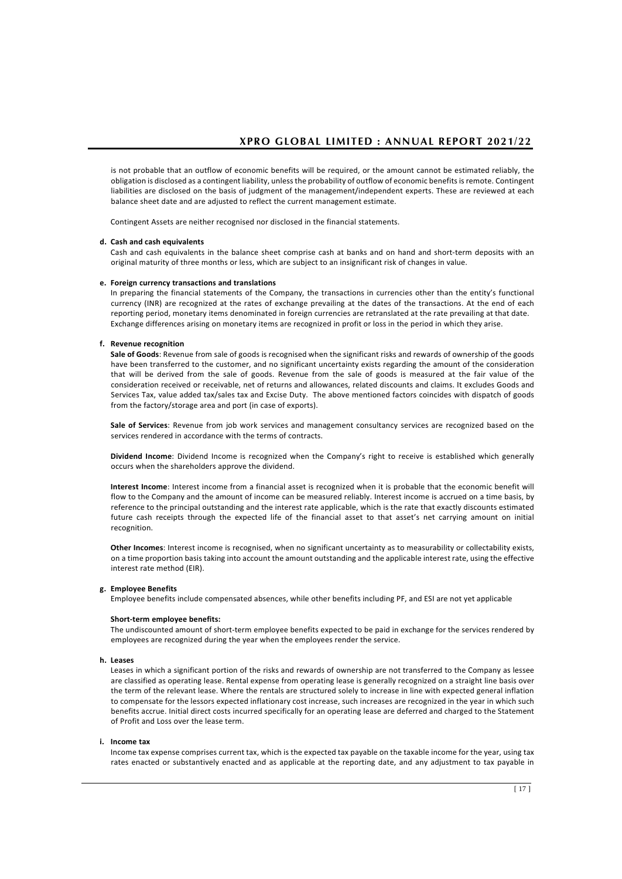is not probable that an outflow of economic benefits will be required, or the amount cannot be estimated reliably, the obligation is disclosed as a contingent liability, unless the probability of outflow of economic benefits is remote. Contingent liabilities are disclosed on the basis of judgment of the management/independent experts. These are reviewed at each balance sheet date and are adjusted to reflect the current management estimate.

Contingent Assets are neither recognised nor disclosed in the financial statements.

**d. Cash and cash equivalents**

Cash and cash equivalents in the balance sheet comprise cash at banks and on hand and short-term deposits with an original maturity of three months or less, which are subject to an insignificant risk of changes in value.

**e. Foreign currency transactions and translations**

In preparing the financial statements of the Company, the transactions in currencies other than the entity's functional currency (INR) are recognized at the rates of exchange prevailing at the dates of the transactions. At the end of each reporting period, monetary items denominated in foreign currencies are retranslated at the rate prevailing at that date. Exchange differences arising on monetary items are recognized in profit or loss in the period in which they arise.

**f. Revenue recognition**

**Sale of Goods**: Revenue from sale of goods is recognised when the significant risks and rewards of ownership of the goods have been transferred to the customer, and no significant uncertainty exists regarding the amount of the consideration that will be derived from the sale of goods. Revenue from the sale of goods is measured at the fair value of the consideration received or receivable, net of returns and allowances, related discounts and claims. It excludes Goods and Services Tax, value added tax/sales tax and Excise Duty. The above mentioned factors coincides with dispatch of goods from the factory/storage area and port (in case of exports).

**Sale of Services**: Revenue from job work services and management consultancy services are recognized based on the services rendered in accordance with the terms of contracts.

**Dividend Income**: Dividend Income is recognized when the Company's right to receive is established which generally occurs when the shareholders approve the dividend.

**Interest Income**: Interest income from a financial asset is recognized when it is probable that the economic benefit will flow to the Company and the amount of income can be measured reliably. Interest income is accrued on a time basis, by reference to the principal outstanding and the interest rate applicable, which is the rate that exactly discounts estimated future cash receipts through the expected life of the financial asset to that asset's net carrying amount on initial recognition.

**Other Incomes**: Interest income is recognised, when no significant uncertainty as to measurability or collectability exists, on a time proportion basis taking into account the amount outstanding and the applicable interest rate, using the effective interest rate method (EIR).

**g. Employee Benefits**

Employee benefits include compensated absences, while other benefits including PF, and ESI are not yet applicable

**Short-term employee benefits:**

The undiscounted amount of short-term employee benefits expected to be paid in exchange for the services rendered by employees are recognized during the year when the employees render the service.

**h. Leases**

Leases in which a significant portion of the risks and rewards of ownership are not transferred to the Company as lessee are classified as operating lease. Rental expense from operating lease is generally recognized on a straight line basis over the term of the relevant lease. Where the rentals are structured solely to increase in line with expected general inflation to compensate for the lessors expected inflationary cost increase, such increases are recognized in the year in which such benefits accrue. Initial direct costs incurred specifically for an operating lease are deferred and charged to the Statement of Profit and Loss over the lease term.

**i. Income tax**

Income tax expense comprises current tax, which is the expected tax payable on the taxable income for the year, using tax rates enacted or substantively enacted and as applicable at the reporting date, and any adjustment to tax payable in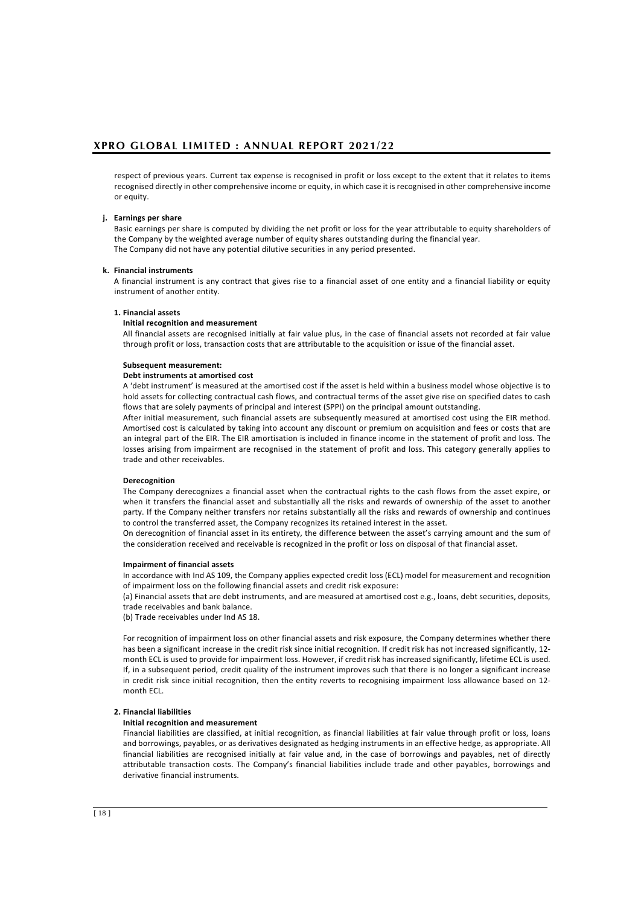respect of previous years. Current tax expense is recognised in profit or loss except to the extent that it relates to items recognised directly in other comprehensive income or equity, in which case it is recognised in other comprehensive income or equity.

**j. Earnings per share**

Basic earnings per share is computed by dividing the net profit or loss for the year attributable to equity shareholders of the Company by the weighted average number of equity shares outstanding during the financial year.
The Company did not have any potential dilutive securities in any period presented.

**k. Financial instruments**

A financial instrument is any contract that gives rise to a financial asset of one entity and a financial liability or equity instrument of another entity.

**1. Financial assets**

**Initial recognition and measurement**

All financial assets are recognised initially at fair value plus, in the case of financial assets not recorded at fair value through profit or loss, transaction costs that are attributable to the acquisition or issue of the financial asset.

**Subsequent measurement:**

**Debt instruments at amortised cost**

A 'debt instrument' is measured at the amortised cost if the asset is held within a business model whose objective is to hold assets for collecting contractual cash flows, and contractual terms of the asset give rise on specified dates to cash flows that are solely payments of principal and interest (SPPI) on the principal amount outstanding.

After initial measurement, such financial assets are subsequently measured at amortised cost using the EIR method. Amortised cost is calculated by taking into account any discount or premium on acquisition and fees or costs that are an integral part of the EIR. The EIR amortisation is included in finance income in the statement of profit and loss. The losses arising from impairment are recognised in the statement of profit and loss. This category generally applies to trade and other receivables.

**Derecognition**

The Company derecognizes a financial asset when the contractual rights to the cash flows from the asset expire, or when it transfers the financial asset and substantially all the risks and rewards of ownership of the asset to another party. If the Company neither transfers nor retains substantially all the risks and rewards of ownership and continues to control the transferred asset, the Company recognizes its retained interest in the asset.

On derecognition of financial asset in its entirety, the difference between the asset's carrying amount and the sum of the consideration received and receivable is recognized in the profit or loss on disposal of that financial asset.

**Impairment of financial assets**

In accordance with Ind AS 109, the Company applies expected credit loss (ECL) model for measurement and recognition of impairment loss on the following financial assets and credit risk exposure:

(a) Financial assets that are debt instruments, and are measured at amortised cost e.g., loans, debt securities, deposits, trade receivables and bank balance.

(b) Trade receivables under Ind AS 18.

For recognition of impairment loss on other financial assets and risk exposure, the Company determines whether there has been a significant increase in the credit risk since initial recognition. If credit risk has not increased significantly, 12-month ECL is used to provide for impairment loss. However, if credit risk has increased significantly, lifetime ECL is used. If, in a subsequent period, credit quality of the instrument improves such that there is no longer a significant increase in credit risk since initial recognition, then the entity reverts to recognising impairment loss allowance based on 12-month ECL.

**2. Financial liabilities**

**Initial recognition and measurement**

Financial liabilities are classified, at initial recognition, as financial liabilities at fair value through profit or loss, loans and borrowings, payables, or as derivatives designated as hedging instruments in an effective hedge, as appropriate. All financial liabilities are recognised initially at fair value and, in the case of borrowings and payables, net of directly attributable transaction costs. The Company's financial liabilities include trade and other payables, borrowings and derivative financial instruments.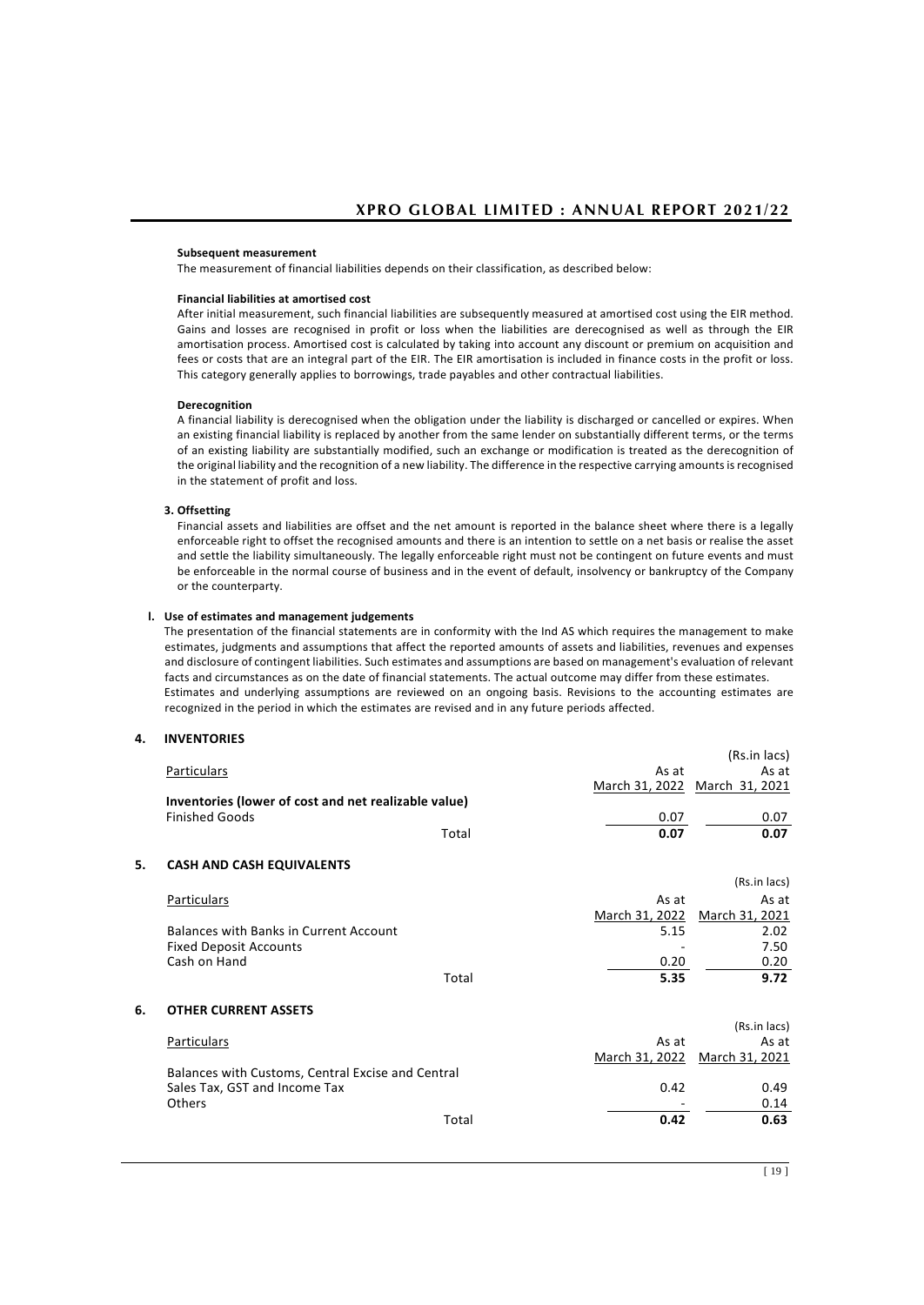**Subsequent measurement**

The measurement of financial liabilities depends on their classification, as described below:

**Financial liabilities at amortised cost**

After initial measurement, such financial liabilities are subsequently measured at amortised cost using the EIR method. Gains and losses are recognised in profit or loss when the liabilities are derecognised as well as through the EIR amortisation process. Amortised cost is calculated by taking into account any discount or premium on acquisition and fees or costs that are an integral part of the EIR. The EIR amortisation is included in finance costs in the profit or loss. This category generally applies to borrowings, trade payables and other contractual liabilities.

**Derecognition**

A financial liability is derecognised when the obligation under the liability is discharged or cancelled or expires. When an existing financial liability is replaced by another from the same lender on substantially different terms, or the terms of an existing liability are substantially modified, such an exchange or modification is treated as the derecognition of the original liability and the recognition of a new liability. The difference in the respective carrying amounts is recognised in the statement of profit and loss.

**3. Offsetting**

Financial assets and liabilities are offset and the net amount is reported in the balance sheet where there is a legally enforceable right to offset the recognised amounts and there is an intention to settle on a net basis or realise the asset and settle the liability simultaneously. The legally enforceable right must not be contingent on future events and must be enforceable in the normal course of business and in the event of default, insolvency or bankruptcy of the Company or the counterparty.

**l. Use of estimates and management judgements**

The presentation of the financial statements are in conformity with the Ind AS which requires the management to make estimates, judgments and assumptions that affect the reported amounts of assets and liabilities, revenues and expenses and disclosure of contingent liabilities. Such estimates and assumptions are based on management's evaluation of relevant facts and circumstances as on the date of financial statements. The actual outcome may differ from these estimates.

Estimates and underlying assumptions are reviewed on an ongoing basis. Revisions to the accounting estimates are recognized in the period in which the estimates are revised and in any future periods affected.

## 4. INVENTORIES

(Rs.in lacs)

| Particulars | As at March 31, 2022 | As at March 31, 2021 |
|---|---|---|
| **Inventories (lower of cost and net realizable value)** | | |
| Finished Goods | 0.07 | 0.07 |
| Total | **0.07** | **0.07** |

## 5. CASH AND CASH EQUIVALENTS

(Rs.in lacs)

| Particulars | As at March 31, 2022 | As at March 31, 2021 |
|---|---|---|
| Balances with Banks in Current Account | 5.15 | 2.02 |
| Fixed Deposit Accounts | - | 7.50 |
| Cash on Hand | 0.20 | 0.20 |
| Total | **5.35** | **9.72** |

## 6. OTHER CURRENT ASSETS

(Rs.in lacs)

| Particulars | As at March 31, 2022 | As at March 31, 2021 |
|---|---|---|
| Balances with Customs, Central Excise and Central Sales Tax, GST and Income Tax | 0.42 | 0.49 |
| Others | - | 0.14 |
| Total | **0.42** | **0.63** |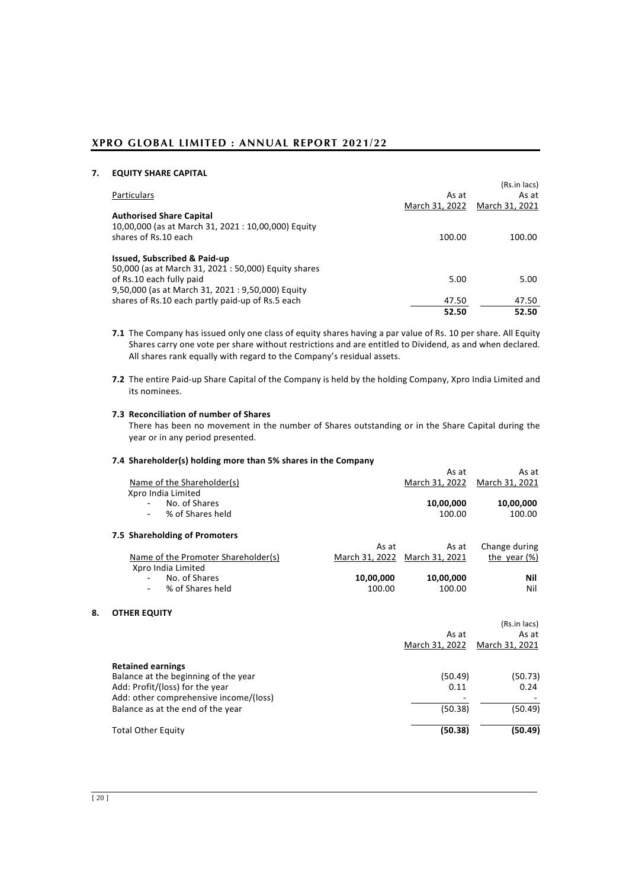## 7. EQUITY SHARE CAPITAL

| Particulars | As at March 31, 2022 | (Rs.in lacs) As at March 31, 2021 |
|---|---|---|
| **Authorised Share Capital** | | |
| 10,00,000 (as at March 31, 2021 : 10,00,000) Equity shares of Rs.10 each | 100.00 | 100.00 |
| **Issued, Subscribed & Paid-up** | | |
| 50,000 (as at March 31, 2021 : 50,000) Equity shares of Rs.10 each fully paid | 5.00 | 5.00 |
| 9,50,000 (as at March 31, 2021 : 9,50,000) Equity shares of Rs.10 each partly paid-up of Rs.5 each | 47.50 | 47.50 |
| | **52.50** | **52.50** |

**7.1** The Company has issued only one class of equity shares having a par value of Rs. 10 per share. All Equity Shares carry one vote per share without restrictions and are entitled to Dividend, as and when declared. All shares rank equally with regard to the Company's residual assets.

**7.2** The entire Paid-up Share Capital of the Company is held by the holding Company, Xpro India Limited and its nominees.

**7.3 Reconciliation of number of Shares**

There has been no movement in the number of Shares outstanding or in the Share Capital during the year or in any period presented.

**7.4 Shareholder(s) holding more than 5% shares in the Company**

| Name of the Shareholder(s) | As at March 31, 2022 | As at March 31, 2021 |
|---|---|---|
| Xpro India Limited | | |
| - No. of Shares | **10,00,000** | **10,00,000** |
| - % of Shares held | 100.00 | 100.00 |

**7.5 Shareholding of Promoters**

| Name of the Promoter Shareholder(s) | As at March 31, 2022 | As at March 31, 2021 | Change during the year (%) |
|---|---|---|---|
| Xpro India Limited | | | |
| - No. of Shares | **10,00,000** | **10,00,000** | **Nil** |
| - % of Shares held | 100.00 | 100.00 | Nil |

## 8. OTHER EQUITY

| | As at March 31, 2022 | (Rs.in lacs) As at March 31, 2021 |
|---|---|---|
| **Retained earnings** | | |
| Balance at the beginning of the year | (50.49) | (50.73) |
| Add: Profit/(loss) for the year | 0.11 | 0.24 |
| Add: other comprehensive income/(loss) | - | - |
| Balance as at the end of the year | (50.38) | (50.49) |
| Total Other Equity | **(50.38)** | **(50.49)** |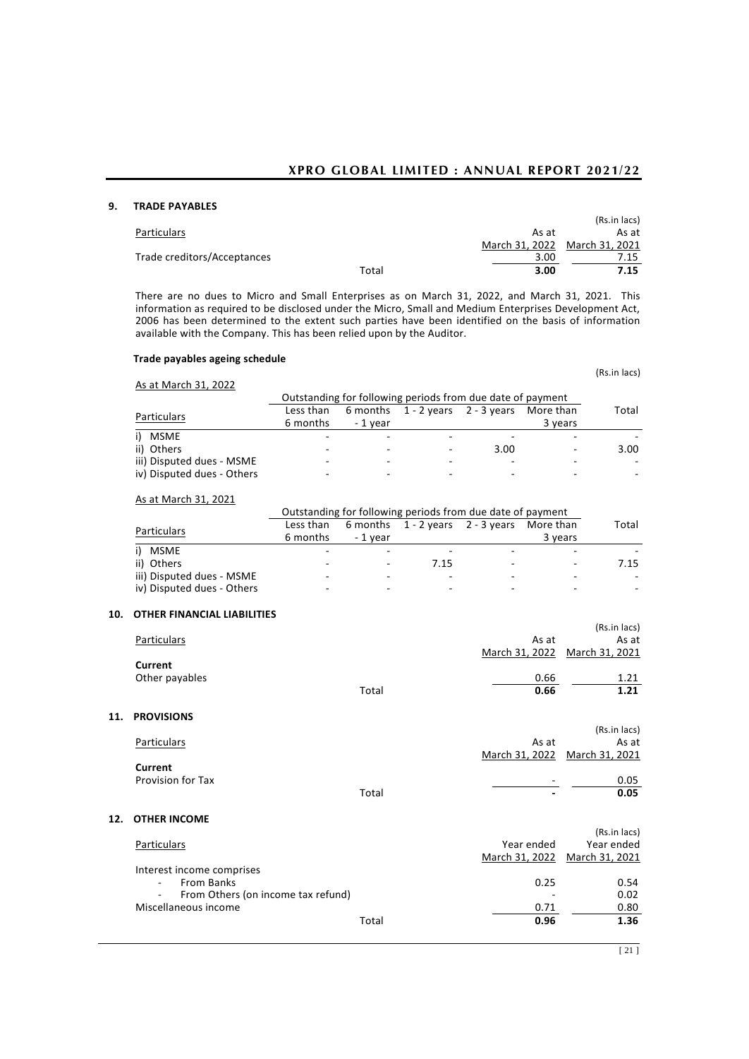## 9. TRADE PAYABLES

(Rs.in lacs)

| Particulars | | As at March 31, 2022 | As at March 31, 2021 |
|---|---|---|---|
| Trade creditors/Acceptances | | 3.00 | 7.15 |
| | Total | **3.00** | **7.15** |

There are no dues to Micro and Small Enterprises as on March 31, 2022, and March 31, 2021. This information as required to be disclosed under the Micro, Small and Medium Enterprises Development Act, 2006 has been determined to the extent such parties have been identified on the basis of information available with the Company. This has been relied upon by the Auditor.

**Trade payables ageing schedule**

(Rs.in lacs)

As at March 31, 2022

| Particulars | Outstanding for following periods from due date of payment | | | | | Total |
|---|---|---|---|---|---|---|
| | Less than 6 months | 6 months - 1 year | 1 - 2 years | 2 - 3 years | More than 3 years | |
| i) MSME | - | - | - | - | - | - |
| ii) Others | - | - | - | 3.00 | - | 3.00 |
| iii) Disputed dues - MSME | - | - | - | - | - | - |
| iv) Disputed dues - Others | - | - | - | - | - | - |

As at March 31, 2021

| Particulars | Outstanding for following periods from due date of payment | | | | | Total |
|---|---|---|---|---|---|---|
| | Less than 6 months | 6 months - 1 year | 1 - 2 years | 2 - 3 years | More than 3 years | |
| i) MSME | - | - | - | - | - | - |
| ii) Others | - | - | 7.15 | - | - | 7.15 |
| iii) Disputed dues - MSME | - | - | - | - | - | - |
| iv) Disputed dues - Others | - | - | - | - | - | - |

## 10. OTHER FINANCIAL LIABILITIES

(Rs.in lacs)

| Particulars | | As at March 31, 2022 | As at March 31, 2021 |
|---|---|---|---|
| **Current** | | | |
| Other payables | | 0.66 | 1.21 |
| | Total | **0.66** | **1.21** |

## 11. PROVISIONS

(Rs.in lacs)

| Particulars | | As at March 31, 2022 | As at March 31, 2021 |
|---|---|---|---|
| **Current** | | | |
| Provision for Tax | | - | 0.05 |
| | Total | **-** | **0.05** |

## 12. OTHER INCOME

(Rs.in lacs)

| Particulars | | Year ended March 31, 2022 | Year ended March 31, 2021 |
|---|---|---|---|
| Interest income comprises | | | |
| - From Banks | | 0.25 | 0.54 |
| - From Others (on income tax refund) | | - | 0.02 |
| Miscellaneous income | | 0.71 | 0.80 |
| | Total | **0.96** | **1.36** |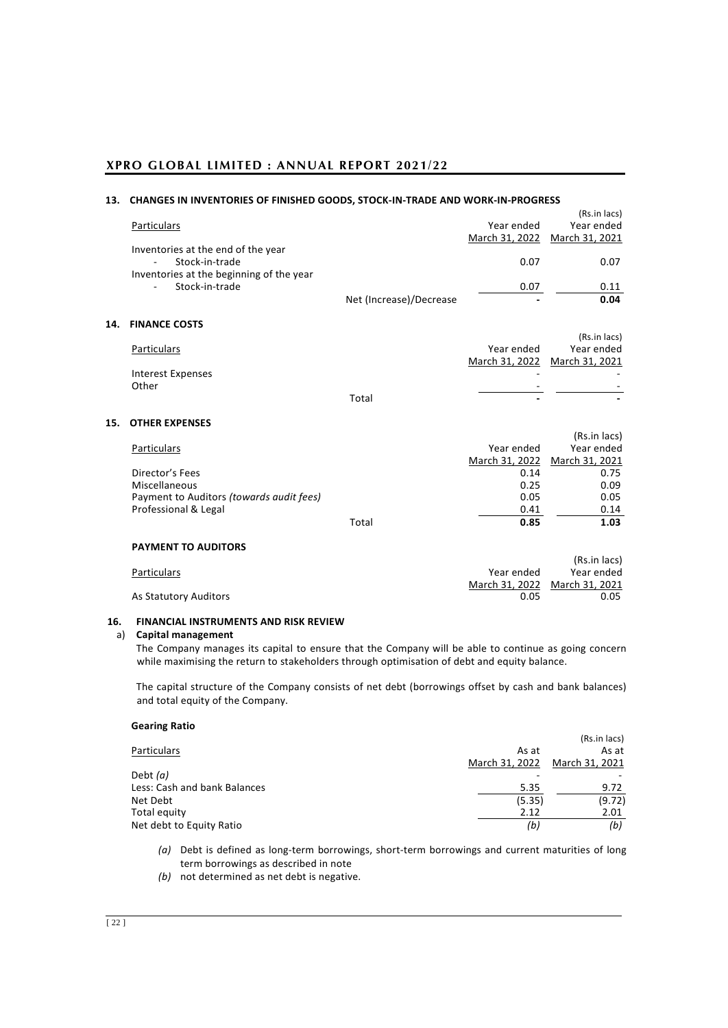## 13. CHANGES IN INVENTORIES OF FINISHED GOODS, STOCK-IN-TRADE AND WORK-IN-PROGRESS

(Rs.in lacs)

| Particulars | | Year ended March 31, 2022 | Year ended March 31, 2021 |
|---|---|---|---|
| Inventories at the end of the year | | | |
| - Stock-in-trade | | 0.07 | 0.07 |
| Inventories at the beginning of the year | | | |
| - Stock-in-trade | | 0.07 | 0.11 |
| | Net (Increase)/Decrease | - | **0.04** |

## 14. FINANCE COSTS

(Rs.in lacs)

| Particulars | | Year ended March 31, 2022 | Year ended March 31, 2021 |
|---|---|---|---|
| Interest Expenses | | - | - |
| Other | | - | - |
| | Total | **-** | **-** |

## 15. OTHER EXPENSES

(Rs.in lacs)

| Particulars | | Year ended March 31, 2022 | Year ended March 31, 2021 |
|---|---|---|---|
| Director's Fees | | 0.14 | 0.75 |
| Miscellaneous | | 0.25 | 0.09 |
| Payment to Auditors *(towards audit fees)* | | 0.05 | 0.05 |
| Professional & Legal | | 0.41 | 0.14 |
| | Total | **0.85** | **1.03** |

**PAYMENT TO AUDITORS**

(Rs.in lacs)

| Particulars | Year ended March 31, 2022 | Year ended March 31, 2021 |
|---|---|---|
| As Statutory Auditors | 0.05 | 0.05 |

## 16. FINANCIAL INSTRUMENTS AND RISK REVIEW

### a) Capital management

The Company manages its capital to ensure that the Company will be able to continue as going concern while maximising the return to stakeholders through optimisation of debt and equity balance.

The capital structure of the Company consists of net debt (borrowings offset by cash and bank balances) and total equity of the Company.

**Gearing Ratio**

(Rs.in lacs)

| Particulars | As at March 31, 2022 | As at March 31, 2021 |
|---|---|---|
| Debt *(a)* | - | - |
| Less: Cash and bank Balances | 5.35 | 9.72 |
| Net Debt | (5.35) | (9.72) |
| Total equity | 2.12 | 2.01 |
| Net debt to Equity Ratio | *(b)* | *(b)* |

*(a)* Debt is defined as long-term borrowings, short-term borrowings and current maturities of long term borrowings as described in note

*(b)* not determined as net debt is negative.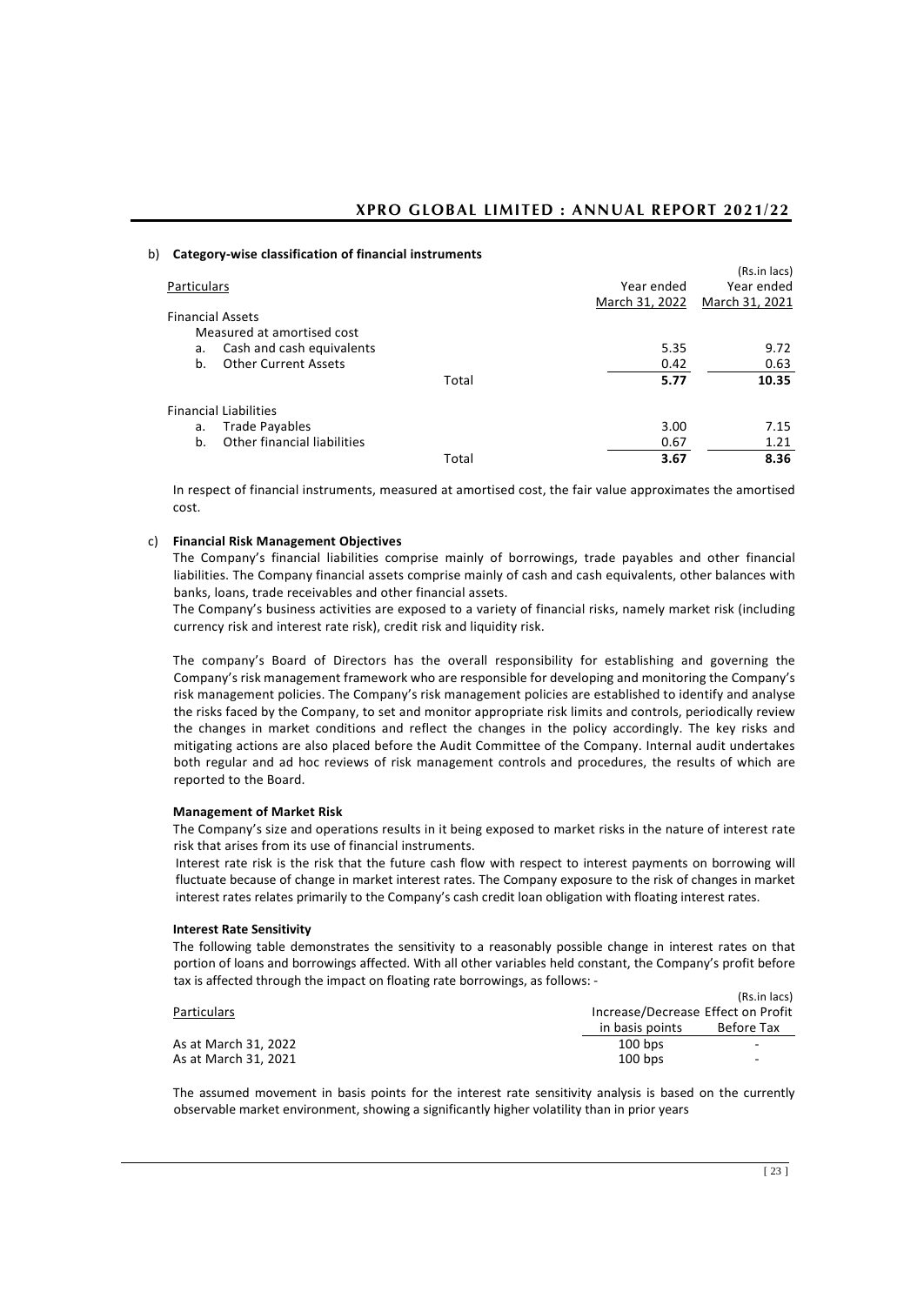b) **Category-wise classification of financial instruments**

(Rs.in lacs)

| Particulars | | Year ended March 31, 2022 | Year ended March 31, 2021 |
|---|---|---|---|
| Financial Assets | | | |
| Measured at amortised cost | | | |
| a. Cash and cash equivalents | | 5.35 | 9.72 |
| b. Other Current Assets | | 0.42 | 0.63 |
| | Total | **5.77** | **10.35** |
| Financial Liabilities | | | |
| a. Trade Payables | | 3.00 | 7.15 |
| b. Other financial liabilities | | 0.67 | 1.21 |
| | Total | **3.67** | **8.36** |

In respect of financial instruments, measured at amortised cost, the fair value approximates the amortised cost.

c) **Financial Risk Management Objectives**

The Company's financial liabilities comprise mainly of borrowings, trade payables and other financial liabilities. The Company financial assets comprise mainly of cash and cash equivalents, other balances with banks, loans, trade receivables and other financial assets.

The Company's business activities are exposed to a variety of financial risks, namely market risk (including currency risk and interest rate risk), credit risk and liquidity risk.

The company's Board of Directors has the overall responsibility for establishing and governing the Company's risk management framework who are responsible for developing and monitoring the Company's risk management policies. The Company's risk management policies are established to identify and analyse the risks faced by the Company, to set and monitor appropriate risk limits and controls, periodically review the changes in market conditions and reflect the changes in the policy accordingly. The key risks and mitigating actions are also placed before the Audit Committee of the Company. Internal audit undertakes both regular and ad hoc reviews of risk management controls and procedures, the results of which are reported to the Board.

**Management of Market Risk**

The Company's size and operations results in it being exposed to market risks in the nature of interest rate risk that arises from its use of financial instruments.

Interest rate risk is the risk that the future cash flow with respect to interest payments on borrowing will fluctuate because of change in market interest rates. The Company exposure to the risk of changes in market interest rates relates primarily to the Company's cash credit loan obligation with floating interest rates.

**Interest Rate Sensitivity**

The following table demonstrates the sensitivity to a reasonably possible change in interest rates on that portion of loans and borrowings affected. With all other variables held constant, the Company's profit before tax is affected through the impact on floating rate borrowings, as follows: -

(Rs.in lacs)

| Particulars | Increase/Decrease in basis points | Effect on Profit Before Tax |
|---|---|---|
| As at March 31, 2022 | 100 bps | - |
| As at March 31, 2021 | 100 bps | - |

The assumed movement in basis points for the interest rate sensitivity analysis is based on the currently observable market environment, showing a significantly higher volatility than in prior years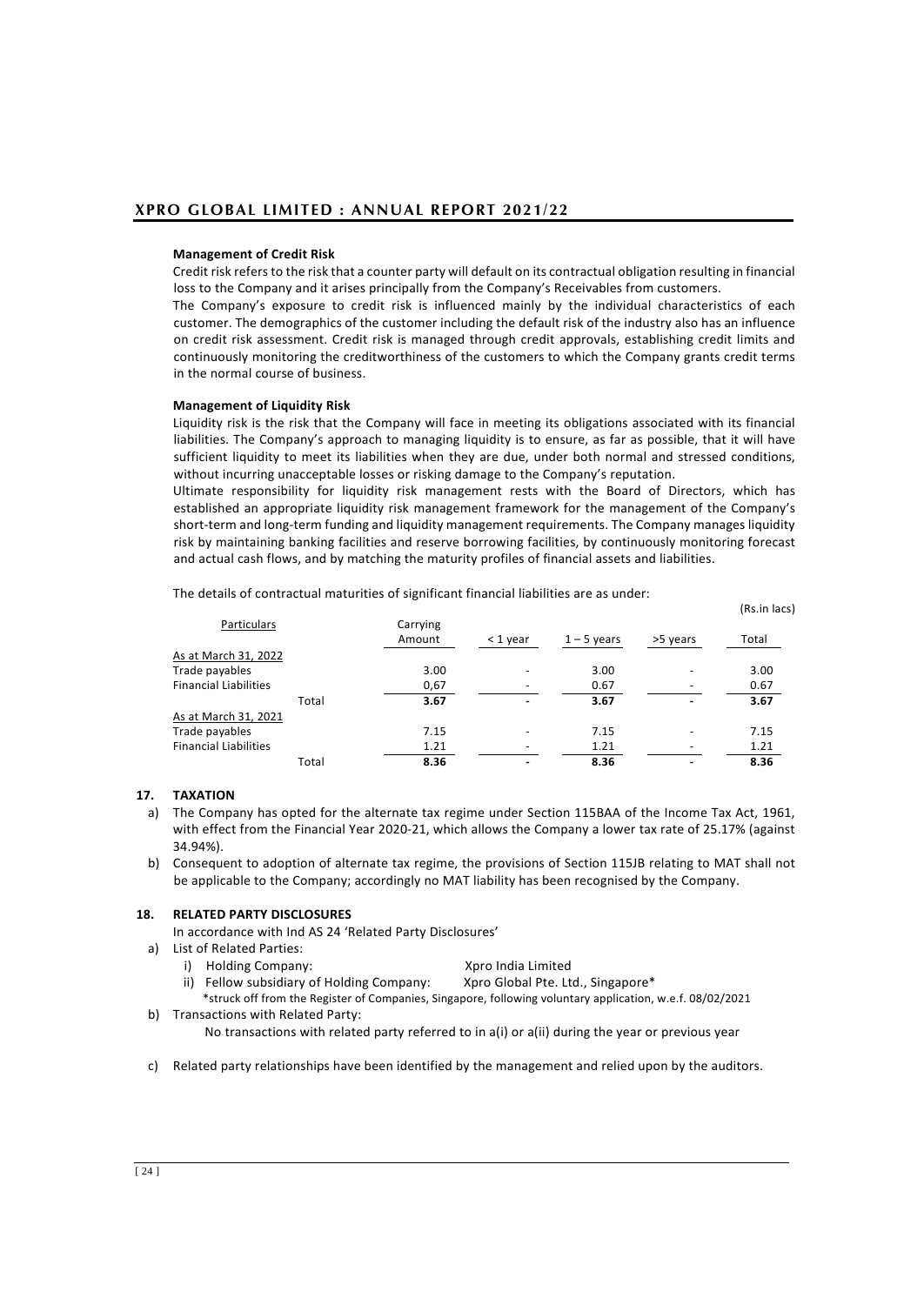**Management of Credit Risk**

Credit risk refers to the risk that a counter party will default on its contractual obligation resulting in financial loss to the Company and it arises principally from the Company's Receivables from customers.

The Company's exposure to credit risk is influenced mainly by the individual characteristics of each customer. The demographics of the customer including the default risk of the industry also has an influence on credit risk assessment. Credit risk is managed through credit approvals, establishing credit limits and continuously monitoring the creditworthiness of the customers to which the Company grants credit terms in the normal course of business.

**Management of Liquidity Risk**

Liquidity risk is the risk that the Company will face in meeting its obligations associated with its financial liabilities. The Company's approach to managing liquidity is to ensure, as far as possible, that it will have sufficient liquidity to meet its liabilities when they are due, under both normal and stressed conditions, without incurring unacceptable losses or risking damage to the Company's reputation.

Ultimate responsibility for liquidity risk management rests with the Board of Directors, which has established an appropriate liquidity risk management framework for the management of the Company's short-term and long-term funding and liquidity management requirements. The Company manages liquidity risk by maintaining banking facilities and reserve borrowing facilities, by continuously monitoring forecast and actual cash flows, and by matching the maturity profiles of financial assets and liabilities.

The details of contractual maturities of significant financial liabilities are as under:

(Rs.in lacs)

| Particulars | Carrying Amount | < 1 year | 1 – 5 years | >5 years | Total |
|---|---|---|---|---|---|
| As at March 31, 2022 | | | | | |
| Trade payables | 3.00 | - | 3.00 | - | 3.00 |
| Financial Liabilities | 0,67 | - | 0.67 | - | 0.67 |
| Total | **3.67** | **-** | **3.67** | **-** | **3.67** |
| As at March 31, 2021 | | | | | |
| Trade payables | 7.15 | - | 7.15 | - | 7.15 |
| Financial Liabilities | 1.21 | - | 1.21 | - | 1.21 |
| Total | **8.36** | **-** | **8.36** | **-** | **8.36** |

## 17. TAXATION

a) The Company has opted for the alternate tax regime under Section 115BAA of the Income Tax Act, 1961, with effect from the Financial Year 2020-21, which allows the Company a lower tax rate of 25.17% (against 34.94%).

b) Consequent to adoption of alternate tax regime, the provisions of Section 115JB relating to MAT shall not be applicable to the Company; accordingly no MAT liability has been recognised by the Company.

## 18. RELATED PARTY DISCLOSURES

In accordance with Ind AS 24 'Related Party Disclosures'

a) List of Related Parties:

   i) Holding Company: Xpro India Limited

   ii) Fellow subsidiary of Holding Company: Xpro Global Pte. Ltd., Singapore*

   *struck off from the Register of Companies, Singapore, following voluntary application, w.e.f. 08/02/2021

b) Transactions with Related Party:

   No transactions with related party referred to in a(i) or a(ii) during the year or previous year

c) Related party relationships have been identified by the management and relied upon by the auditors.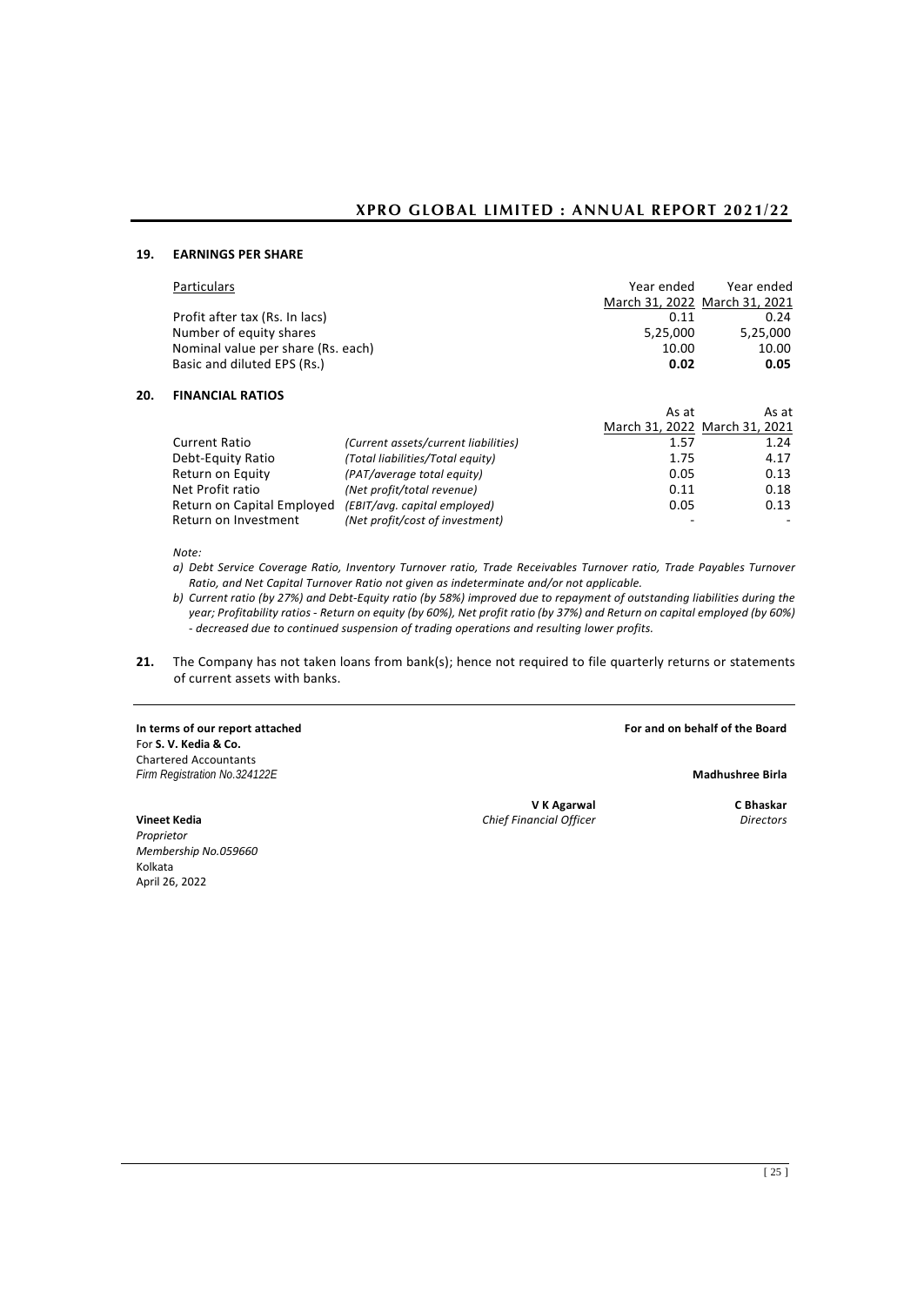## 19. EARNINGS PER SHARE

| Particulars | Year ended March 31, 2022 | Year ended March 31, 2021 |
|---|---|---|
| Profit after tax (Rs. In lacs) | 0.11 | 0.24 |
| Number of equity shares | 5,25,000 | 5,25,000 |
| Nominal value per share (Rs. each) | 10.00 | 10.00 |
| Basic and diluted EPS (Rs.) | **0.02** | **0.05** |

## 20. FINANCIAL RATIOS

| | | As at March 31, 2022 | As at March 31, 2021 |
|---|---|---|---|
| Current Ratio | *(Current assets/current liabilities)* | 1.57 | 1.24 |
| Debt-Equity Ratio | *(Total liabilities/Total equity)* | 1.75 | 4.17 |
| Return on Equity | *(PAT/average total equity)* | 0.05 | 0.13 |
| Net Profit ratio | *(Net profit/total revenue)* | 0.11 | 0.18 |
| Return on Capital Employed | *(EBIT/avg. capital employed)* | 0.05 | 0.13 |
| Return on Investment | *(Net profit/cost of investment)* | - | - |

*Note:*

*a) Debt Service Coverage Ratio, Inventory Turnover ratio, Trade Receivables Turnover ratio, Trade Payables Turnover Ratio, and Net Capital Turnover Ratio not given as indeterminate and/or not applicable.*

*b) Current ratio (by 27%) and Debt-Equity ratio (by 58%) improved due to repayment of outstanding liabilities during the year; Profitability ratios - Return on equity (by 60%), Net profit ratio (by 37%) and Return on capital employed (by 60%) - decreased due to continued suspension of trading operations and resulting lower profits.*

**21.** The Company has not taken loans from bank(s); hence not required to file quarterly returns or statements of current assets with banks.

---

**In terms of our report attached**
For **S. V. Kedia & Co.**
Chartered Accountants
*Firm Registration No.324122E*

**Vineet Kedia**
*Proprietor*
*Membership No.059660*
Kolkata
April 26, 2022

**For and on behalf of the Board**

**Madhushree Birla**

**V K Agarwal**
*Chief Financial Officer*

**C Bhaskar**
*Directors*